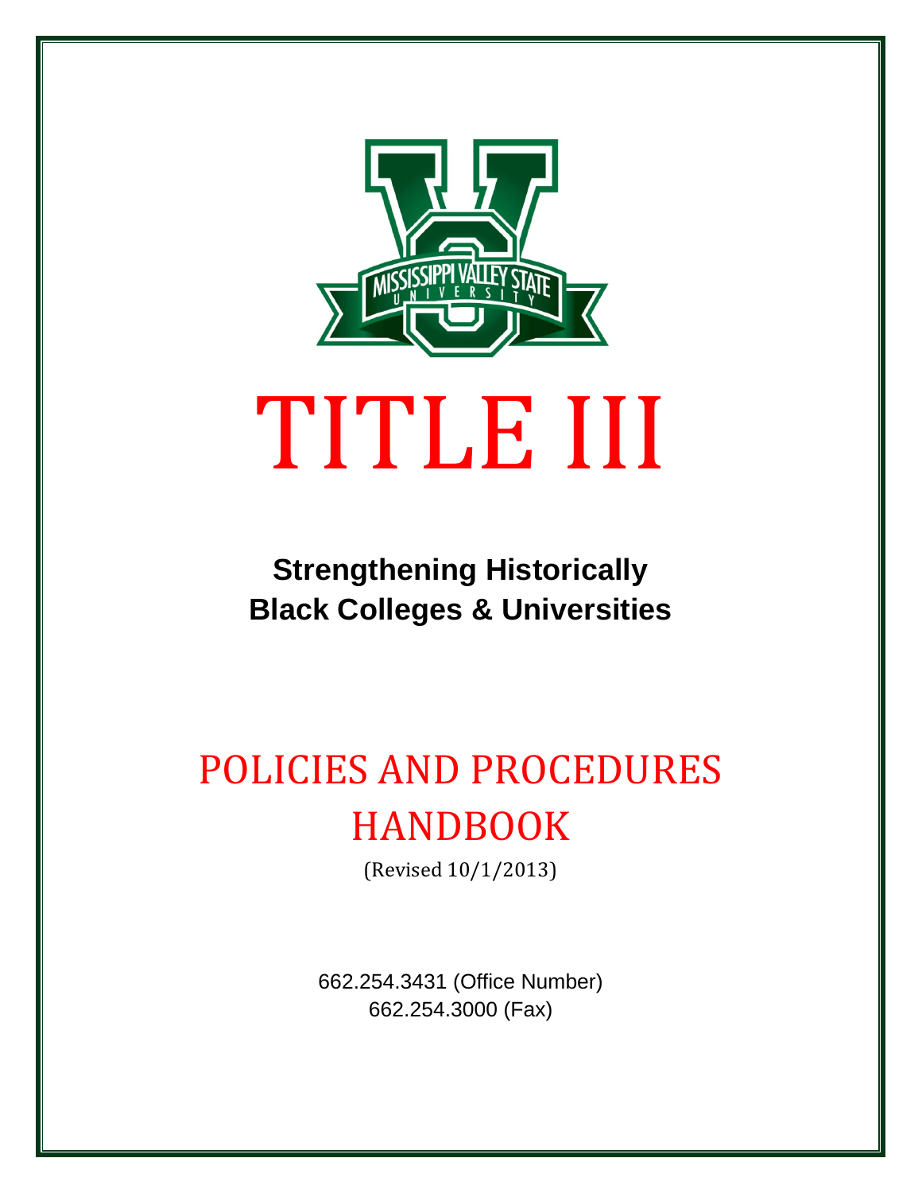# TITLE III

**Strengthening Historically Black Colleges & Universities**

## POLICIES AND PROCEDURES HANDBOOK

(Revised 10/1/2013)

662.254.3431 (Office Number)
662.254.3000 (Fax)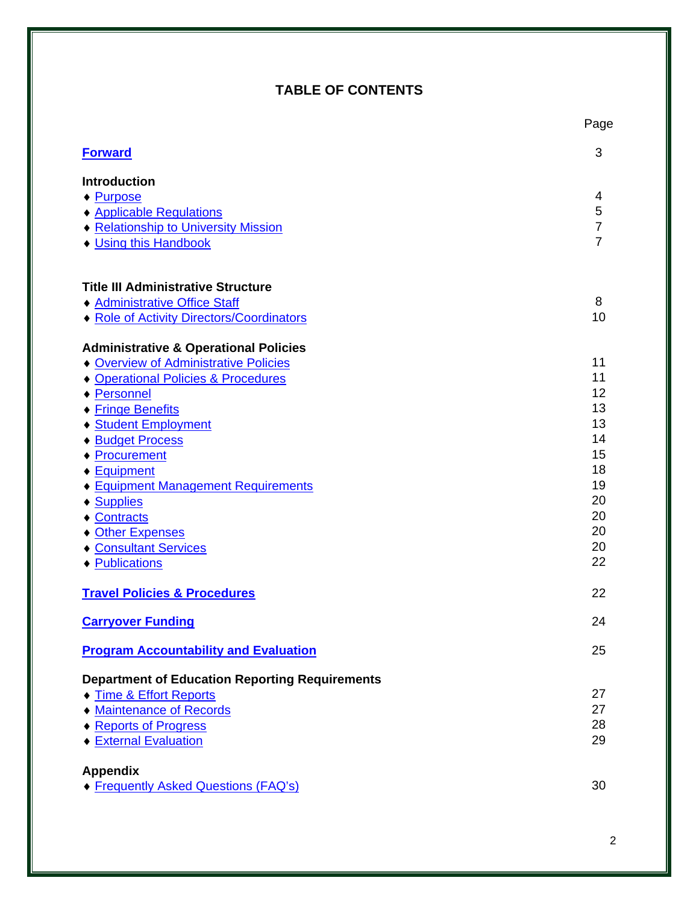# TABLE OF CONTENTS

| | Page |
|---|---|
| **Forward** | 3 |
| **Introduction** | |
| ♦ Purpose | 4 |
| ♦ Applicable Regulations | 5 |
| ♦ Relationship to University Mission | 7 |
| ♦ Using this Handbook | 7 |
| **Title III Administrative Structure** | |
| ♦ Administrative Office Staff | 8 |
| ♦ Role of Activity Directors/Coordinators | 10 |
| **Administrative & Operational Policies** | |
| ♦ Overview of Administrative Policies | 11 |
| ♦ Operational Policies & Procedures | 11 |
| ♦ Personnel | 12 |
| ♦ Fringe Benefits | 13 |
| ♦ Student Employment | 13 |
| ♦ Budget Process | 14 |
| ♦ Procurement | 15 |
| ♦ Equipment | 18 |
| ♦ Equipment Management Requirements | 19 |
| ♦ Supplies | 20 |
| ♦ Contracts | 20 |
| ♦ Other Expenses | 20 |
| ♦ Consultant Services | 20 |
| ♦ Publications | 22 |
| **Travel Policies & Procedures** | 22 |
| **Carryover Funding** | 24 |
| **Program Accountability and Evaluation** | 25 |
| **Department of Education Reporting Requirements** | |
| ♦ Time & Effort Reports | 27 |
| ♦ Maintenance of Records | 27 |
| ♦ Reports of Progress | 28 |
| ♦ External Evaluation | 29 |
| **Appendix** | |
| ♦ Frequently Asked Questions (FAQ's) | 30 |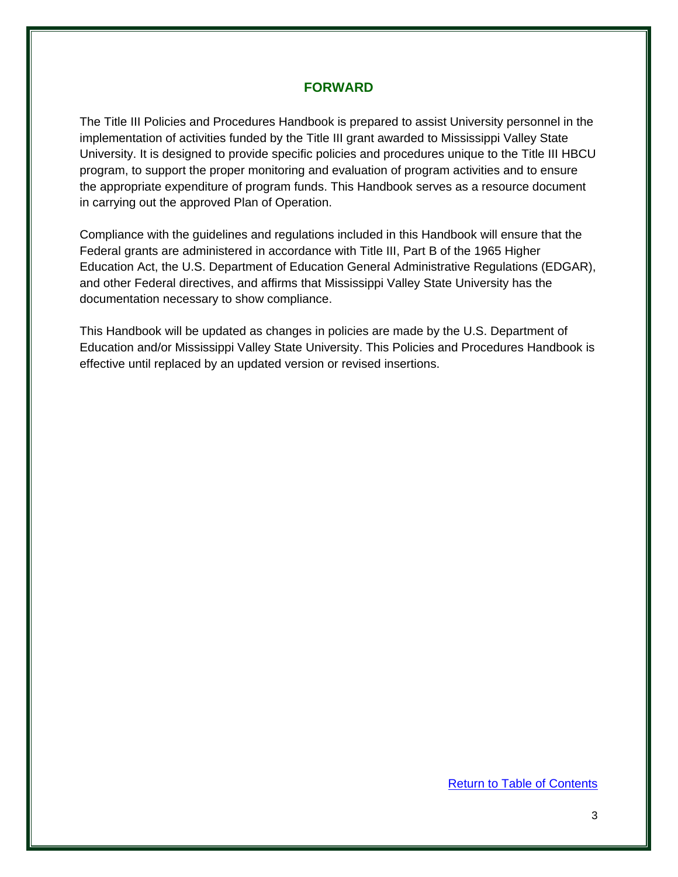# FORWARD

The Title III Policies and Procedures Handbook is prepared to assist University personnel in the implementation of activities funded by the Title III grant awarded to Mississippi Valley State University. It is designed to provide specific policies and procedures unique to the Title III HBCU program, to support the proper monitoring and evaluation of program activities and to ensure the appropriate expenditure of program funds. This Handbook serves as a resource document in carrying out the approved Plan of Operation.

Compliance with the guidelines and regulations included in this Handbook will ensure that the Federal grants are administered in accordance with Title III, Part B of the 1965 Higher Education Act, the U.S. Department of Education General Administrative Regulations (EDGAR), and other Federal directives, and affirms that Mississippi Valley State University has the documentation necessary to show compliance.

This Handbook will be updated as changes in policies are made by the U.S. Department of Education and/or Mississippi Valley State University. This Policies and Procedures Handbook is effective until replaced by an updated version or revised insertions.

Return to Table of Contents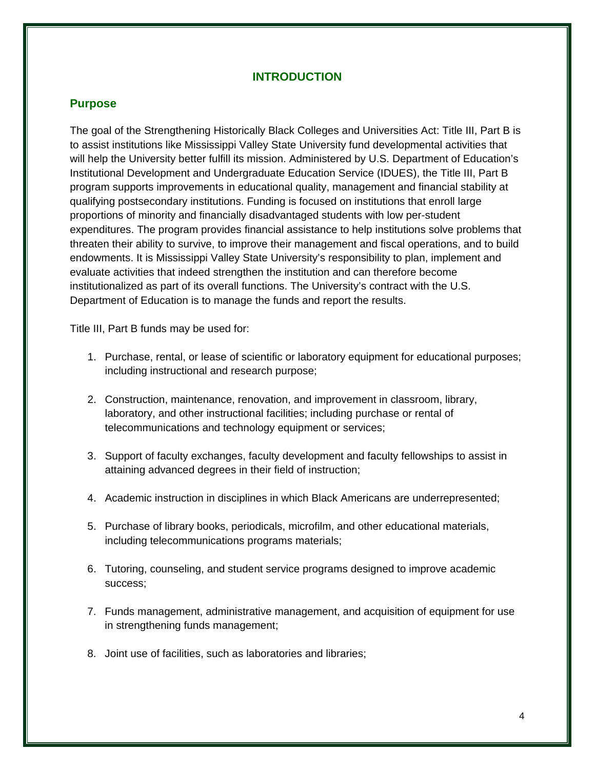# INTRODUCTION

## Purpose

The goal of the Strengthening Historically Black Colleges and Universities Act: Title III, Part B is to assist institutions like Mississippi Valley State University fund developmental activities that will help the University better fulfill its mission. Administered by U.S. Department of Education's Institutional Development and Undergraduate Education Service (IDUES), the Title III, Part B program supports improvements in educational quality, management and financial stability at qualifying postsecondary institutions. Funding is focused on institutions that enroll large proportions of minority and financially disadvantaged students with low per-student expenditures. The program provides financial assistance to help institutions solve problems that threaten their ability to survive, to improve their management and fiscal operations, and to build endowments. It is Mississippi Valley State University's responsibility to plan, implement and evaluate activities that indeed strengthen the institution and can therefore become institutionalized as part of its overall functions. The University's contract with the U.S. Department of Education is to manage the funds and report the results.

Title III, Part B funds may be used for:

1. Purchase, rental, or lease of scientific or laboratory equipment for educational purposes; including instructional and research purpose;

2. Construction, maintenance, renovation, and improvement in classroom, library, laboratory, and other instructional facilities; including purchase or rental of telecommunications and technology equipment or services;

3. Support of faculty exchanges, faculty development and faculty fellowships to assist in attaining advanced degrees in their field of instruction;

4. Academic instruction in disciplines in which Black Americans are underrepresented;

5. Purchase of library books, periodicals, microfilm, and other educational materials, including telecommunications programs materials;

6. Tutoring, counseling, and student service programs designed to improve academic success;

7. Funds management, administrative management, and acquisition of equipment for use in strengthening funds management;

8. Joint use of facilities, such as laboratories and libraries;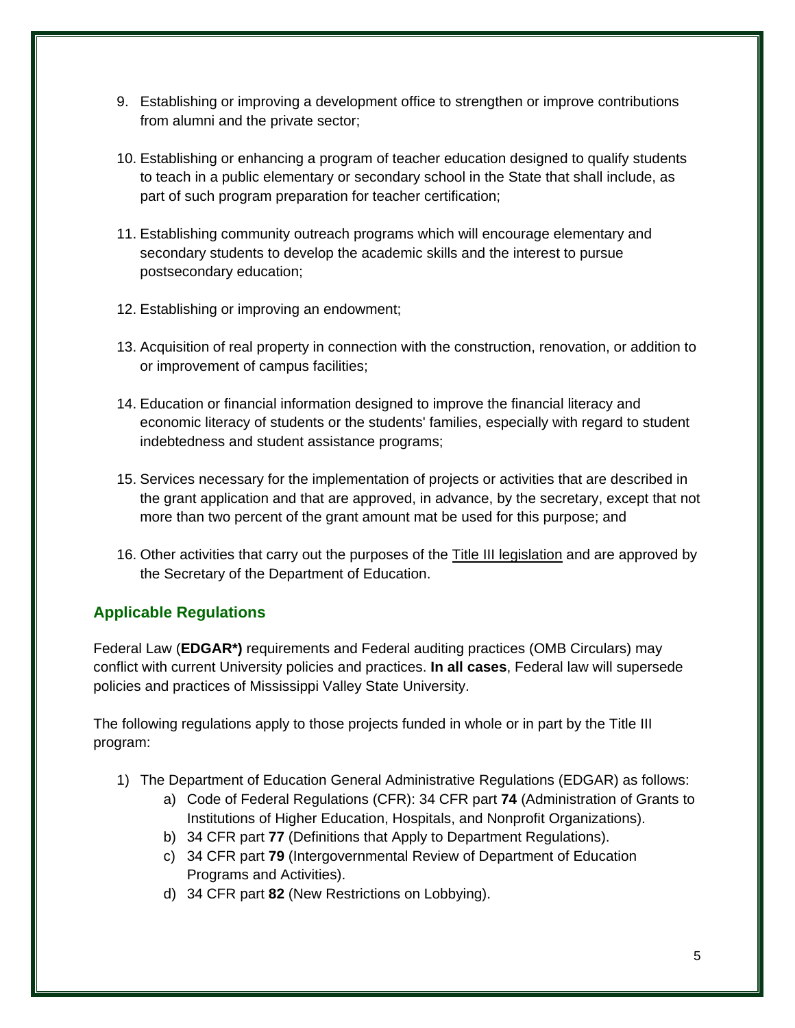9. Establishing or improving a development office to strengthen or improve contributions from alumni and the private sector;

10. Establishing or enhancing a program of teacher education designed to qualify students to teach in a public elementary or secondary school in the State that shall include, as part of such program preparation for teacher certification;

11. Establishing community outreach programs which will encourage elementary and secondary students to develop the academic skills and the interest to pursue postsecondary education;

12. Establishing or improving an endowment;

13. Acquisition of real property in connection with the construction, renovation, or addition to or improvement of campus facilities;

14. Education or financial information designed to improve the financial literacy and economic literacy of students or the students' families, especially with regard to student indebtedness and student assistance programs;

15. Services necessary for the implementation of projects or activities that are described in the grant application and that are approved, in advance, by the secretary, except that not more than two percent of the grant amount mat be used for this purpose; and

16. Other activities that carry out the purposes of the Title III legislation and are approved by the Secretary of the Department of Education.

## Applicable Regulations

Federal Law (**EDGAR*)** requirements and Federal auditing practices (OMB Circulars) may conflict with current University policies and practices. **In all cases**, Federal law will supersede policies and practices of Mississippi Valley State University.

The following regulations apply to those projects funded in whole or in part by the Title III program:

1) The Department of Education General Administrative Regulations (EDGAR) as follows:
    a) Code of Federal Regulations (CFR): 34 CFR part **74** (Administration of Grants to Institutions of Higher Education, Hospitals, and Nonprofit Organizations).
    b) 34 CFR part **77** (Definitions that Apply to Department Regulations).
    c) 34 CFR part **79** (Intergovernmental Review of Department of Education Programs and Activities).
    d) 34 CFR part **82** (New Restrictions on Lobbying).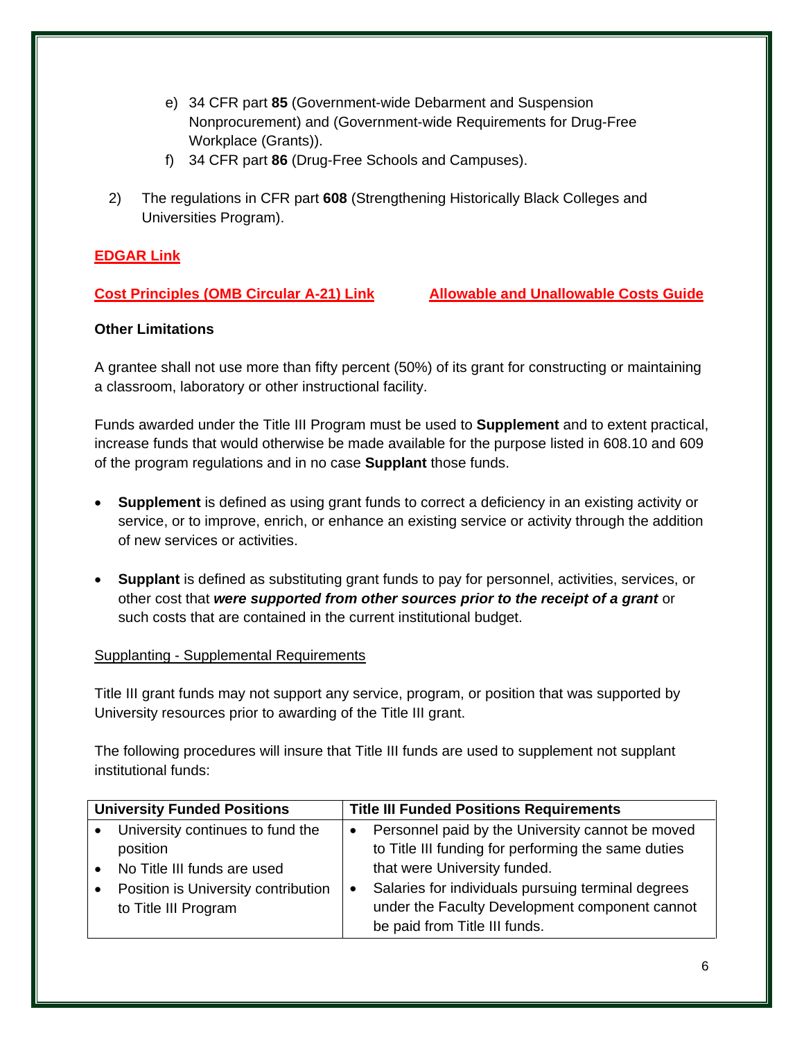e) 34 CFR part **85** (Government-wide Debarment and Suspension Nonprocurement) and (Government-wide Requirements for Drug-Free Workplace (Grants)).

f) 34 CFR part **86** (Drug-Free Schools and Campuses).

2) The regulations in CFR part **608** (Strengthening Historically Black Colleges and Universities Program).

**EDGAR Link**

**Cost Principles (OMB Circular A-21) Link** **Allowable and Unallowable Costs Guide**

**Other Limitations**

A grantee shall not use more than fifty percent (50%) of its grant for constructing or maintaining a classroom, laboratory or other instructional facility.

Funds awarded under the Title III Program must be used to **Supplement** and to extent practical, increase funds that would otherwise be made available for the purpose listed in 608.10 and 609 of the program regulations and in no case **Supplant** those funds.

- **Supplement** is defined as using grant funds to correct a deficiency in an existing activity or service, or to improve, enrich, or enhance an existing service or activity through the addition of new services or activities.

- **Supplant** is defined as substituting grant funds to pay for personnel, activities, services, or other cost that ***were supported from other sources prior to the receipt of a grant*** or such costs that are contained in the current institutional budget.

Supplanting - Supplemental Requirements

Title III grant funds may not support any service, program, or position that was supported by University resources prior to awarding of the Title III grant.

The following procedures will insure that Title III funds are used to supplement not supplant institutional funds:

| University Funded Positions | Title III Funded Positions Requirements |
|---|---|
| • University continues to fund the position<br>• No Title III funds are used<br>• Position is University contribution to Title III Program | • Personnel paid by the University cannot be moved to Title III funding for performing the same duties that were University funded.<br>• Salaries for individuals pursuing terminal degrees under the Faculty Development component cannot be paid from Title III funds. |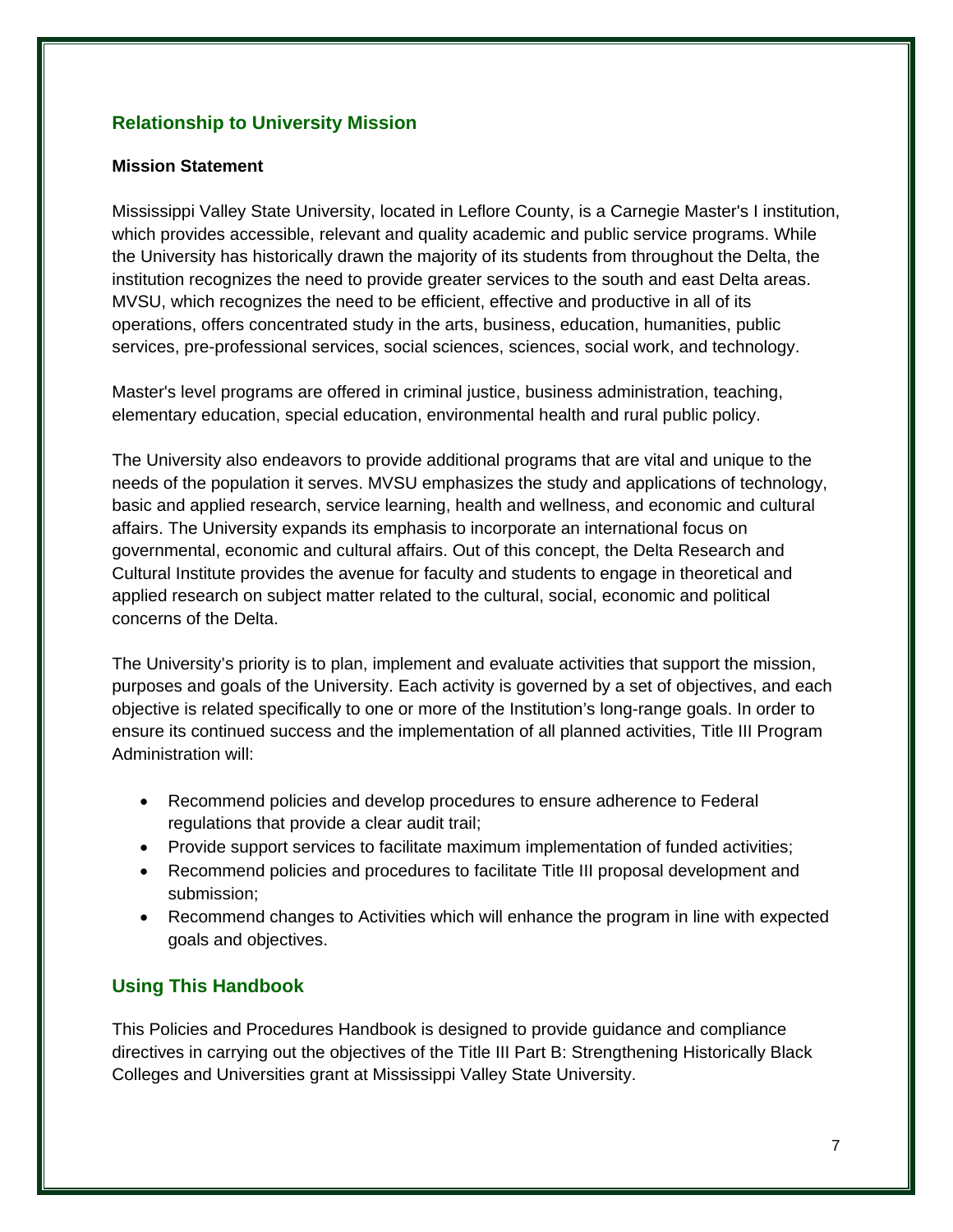## Relationship to University Mission

### Mission Statement

Mississippi Valley State University, located in Leflore County, is a Carnegie Master's I institution, which provides accessible, relevant and quality academic and public service programs. While the University has historically drawn the majority of its students from throughout the Delta, the institution recognizes the need to provide greater services to the south and east Delta areas. MVSU, which recognizes the need to be efficient, effective and productive in all of its operations, offers concentrated study in the arts, business, education, humanities, public services, pre-professional services, social sciences, sciences, social work, and technology.

Master's level programs are offered in criminal justice, business administration, teaching, elementary education, special education, environmental health and rural public policy.

The University also endeavors to provide additional programs that are vital and unique to the needs of the population it serves. MVSU emphasizes the study and applications of technology, basic and applied research, service learning, health and wellness, and economic and cultural affairs. The University expands its emphasis to incorporate an international focus on governmental, economic and cultural affairs. Out of this concept, the Delta Research and Cultural Institute provides the avenue for faculty and students to engage in theoretical and applied research on subject matter related to the cultural, social, economic and political concerns of the Delta.

The University's priority is to plan, implement and evaluate activities that support the mission, purposes and goals of the University. Each activity is governed by a set of objectives, and each objective is related specifically to one or more of the Institution's long-range goals. In order to ensure its continued success and the implementation of all planned activities, Title III Program Administration will:

- Recommend policies and develop procedures to ensure adherence to Federal regulations that provide a clear audit trail;
- Provide support services to facilitate maximum implementation of funded activities;
- Recommend policies and procedures to facilitate Title III proposal development and submission;
- Recommend changes to Activities which will enhance the program in line with expected goals and objectives.

## Using This Handbook

This Policies and Procedures Handbook is designed to provide guidance and compliance directives in carrying out the objectives of the Title III Part B: Strengthening Historically Black Colleges and Universities grant at Mississippi Valley State University.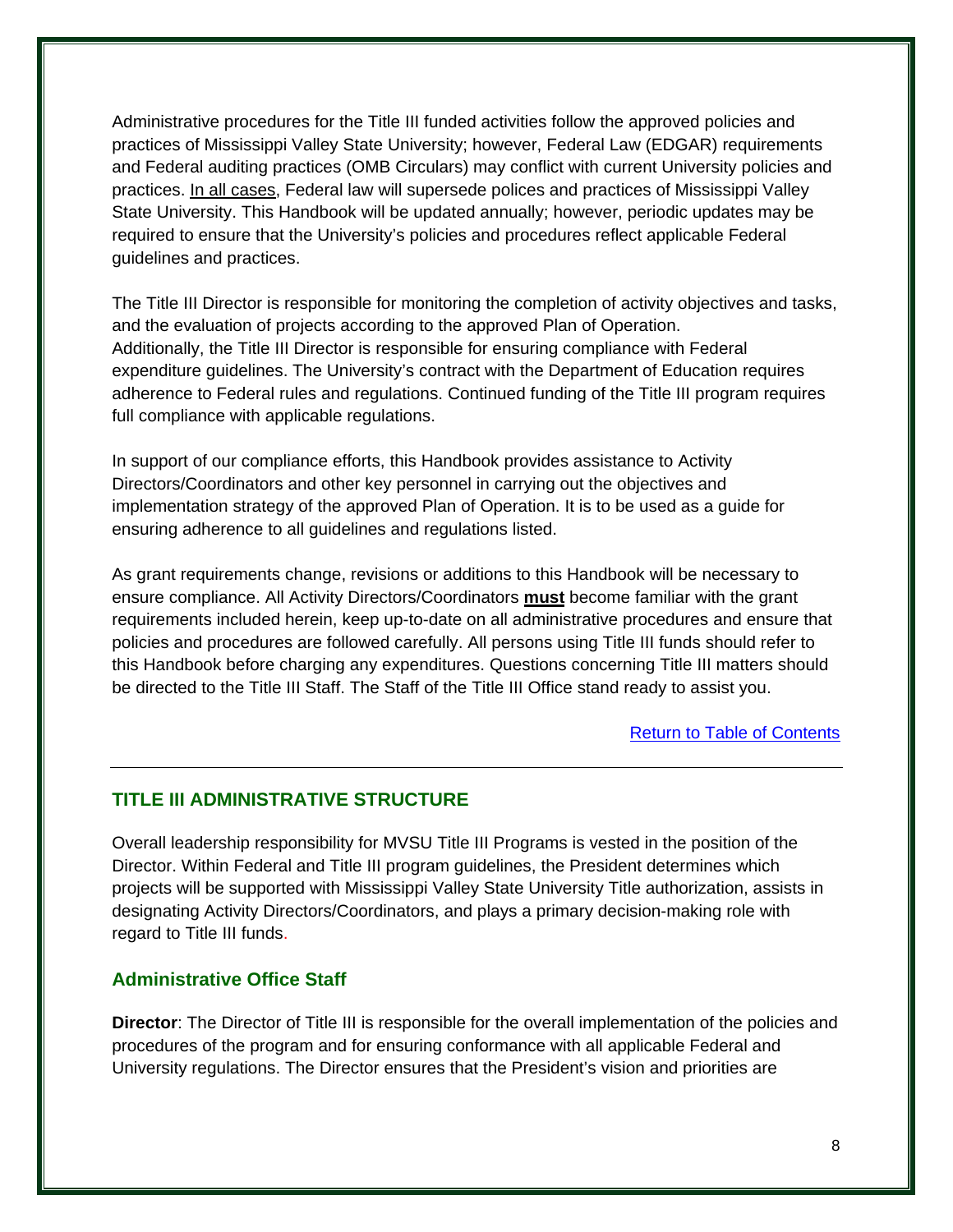Administrative procedures for the Title III funded activities follow the approved policies and practices of Mississippi Valley State University; however, Federal Law (EDGAR) requirements and Federal auditing practices (OMB Circulars) may conflict with current University policies and practices. <u>In all cases</u>, Federal law will supersede polices and practices of Mississippi Valley State University. This Handbook will be updated annually; however, periodic updates may be required to ensure that the University's policies and procedures reflect applicable Federal guidelines and practices.

The Title III Director is responsible for monitoring the completion of activity objectives and tasks, and the evaluation of projects according to the approved Plan of Operation. Additionally, the Title III Director is responsible for ensuring compliance with Federal expenditure guidelines. The University's contract with the Department of Education requires adherence to Federal rules and regulations. Continued funding of the Title III program requires full compliance with applicable regulations.

In support of our compliance efforts, this Handbook provides assistance to Activity Directors/Coordinators and other key personnel in carrying out the objectives and implementation strategy of the approved Plan of Operation. It is to be used as a guide for ensuring adherence to all guidelines and regulations listed.

As grant requirements change, revisions or additions to this Handbook will be necessary to ensure compliance. All Activity Directors/Coordinators **<u>must</u>** become familiar with the grant requirements included herein, keep up-to-date on all administrative procedures and ensure that policies and procedures are followed carefully. All persons using Title III funds should refer to this Handbook before charging any expenditures. Questions concerning Title III matters should be directed to the Title III Staff. The Staff of the Title III Office stand ready to assist you.

[Return to Table of Contents]

---

## TITLE III ADMINISTRATIVE STRUCTURE

Overall leadership responsibility for MVSU Title III Programs is vested in the position of the Director. Within Federal and Title III program guidelines, the President determines which projects will be supported with Mississippi Valley State University Title authorization, assists in designating Activity Directors/Coordinators, and plays a primary decision-making role with regard to Title III funds.

### Administrative Office Staff

**Director**: The Director of Title III is responsible for the overall implementation of the policies and procedures of the program and for ensuring conformance with all applicable Federal and University regulations. The Director ensures that the President's vision and priorities are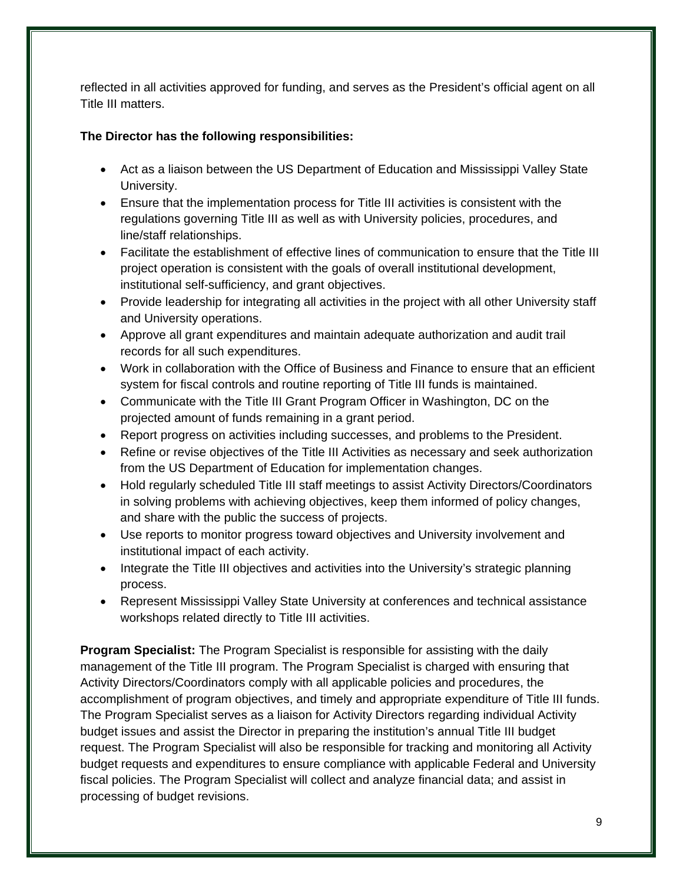reflected in all activities approved for funding, and serves as the President's official agent on all Title III matters.

**The Director has the following responsibilities:**

- Act as a liaison between the US Department of Education and Mississippi Valley State University.
- Ensure that the implementation process for Title III activities is consistent with the regulations governing Title III as well as with University policies, procedures, and line/staff relationships.
- Facilitate the establishment of effective lines of communication to ensure that the Title III project operation is consistent with the goals of overall institutional development, institutional self-sufficiency, and grant objectives.
- Provide leadership for integrating all activities in the project with all other University staff and University operations.
- Approve all grant expenditures and maintain adequate authorization and audit trail records for all such expenditures.
- Work in collaboration with the Office of Business and Finance to ensure that an efficient system for fiscal controls and routine reporting of Title III funds is maintained.
- Communicate with the Title III Grant Program Officer in Washington, DC on the projected amount of funds remaining in a grant period.
- Report progress on activities including successes, and problems to the President.
- Refine or revise objectives of the Title III Activities as necessary and seek authorization from the US Department of Education for implementation changes.
- Hold regularly scheduled Title III staff meetings to assist Activity Directors/Coordinators in solving problems with achieving objectives, keep them informed of policy changes, and share with the public the success of projects.
- Use reports to monitor progress toward objectives and University involvement and institutional impact of each activity.
- Integrate the Title III objectives and activities into the University's strategic planning process.
- Represent Mississippi Valley State University at conferences and technical assistance workshops related directly to Title III activities.

**Program Specialist:** The Program Specialist is responsible for assisting with the daily management of the Title III program. The Program Specialist is charged with ensuring that Activity Directors/Coordinators comply with all applicable policies and procedures, the accomplishment of program objectives, and timely and appropriate expenditure of Title III funds. The Program Specialist serves as a liaison for Activity Directors regarding individual Activity budget issues and assist the Director in preparing the institution's annual Title III budget request. The Program Specialist will also be responsible for tracking and monitoring all Activity budget requests and expenditures to ensure compliance with applicable Federal and University fiscal policies. The Program Specialist will collect and analyze financial data; and assist in processing of budget revisions.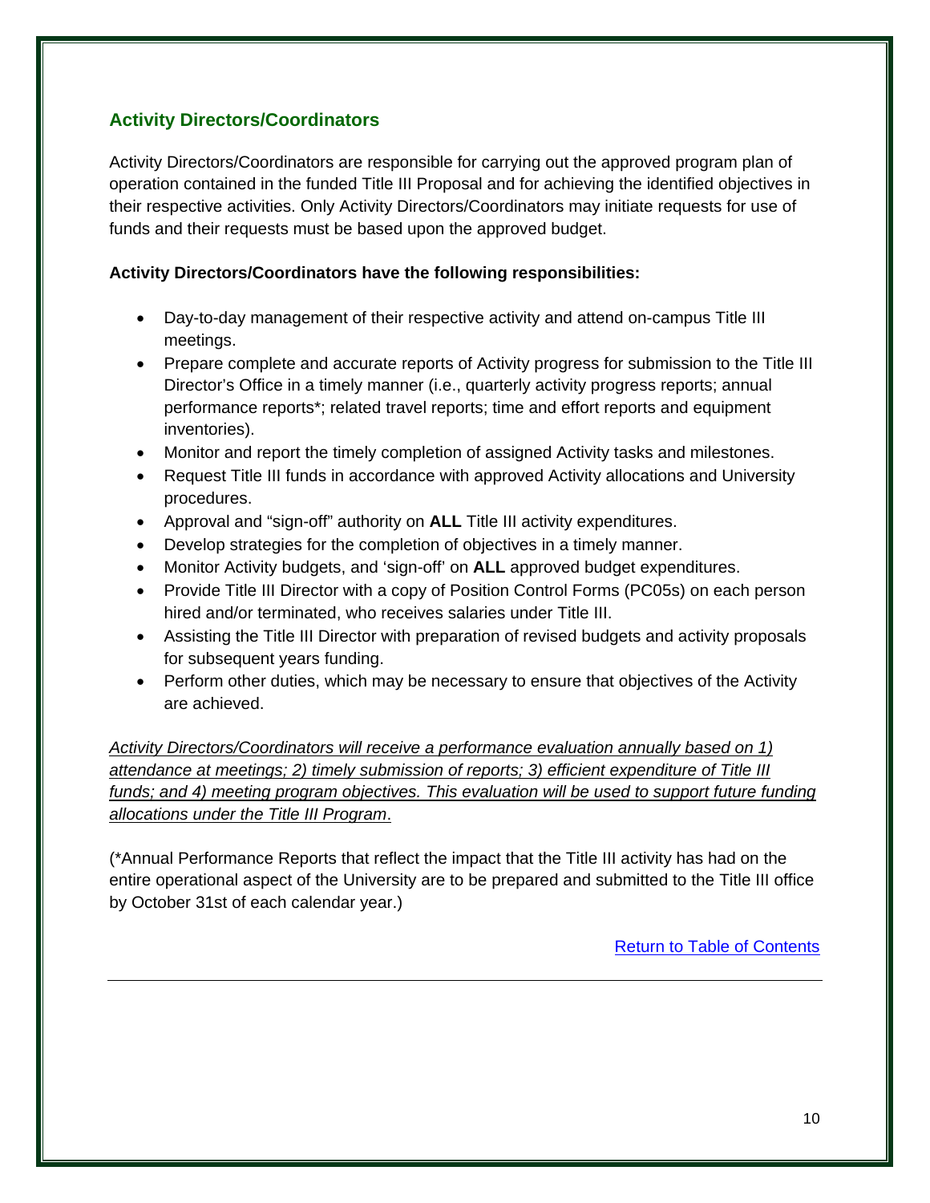## Activity Directors/Coordinators

Activity Directors/Coordinators are responsible for carrying out the approved program plan of operation contained in the funded Title III Proposal and for achieving the identified objectives in their respective activities. Only Activity Directors/Coordinators may initiate requests for use of funds and their requests must be based upon the approved budget.

**Activity Directors/Coordinators have the following responsibilities:**

- Day-to-day management of their respective activity and attend on-campus Title III meetings.
- Prepare complete and accurate reports of Activity progress for submission to the Title III Director's Office in a timely manner (i.e., quarterly activity progress reports; annual performance reports*; related travel reports; time and effort reports and equipment inventories).
- Monitor and report the timely completion of assigned Activity tasks and milestones.
- Request Title III funds in accordance with approved Activity allocations and University procedures.
- Approval and "sign-off" authority on **ALL** Title III activity expenditures.
- Develop strategies for the completion of objectives in a timely manner.
- Monitor Activity budgets, and 'sign-off' on **ALL** approved budget expenditures.
- Provide Title III Director with a copy of Position Control Forms (PC05s) on each person hired and/or terminated, who receives salaries under Title III.
- Assisting the Title III Director with preparation of revised budgets and activity proposals for subsequent years funding.
- Perform other duties, which may be necessary to ensure that objectives of the Activity are achieved.

*Activity Directors/Coordinators will receive a performance evaluation annually based on 1) attendance at meetings; 2) timely submission of reports; 3) efficient expenditure of Title III funds; and 4) meeting program objectives. This evaluation will be used to support future funding allocations under the Title III Program*.

(*Annual Performance Reports that reflect the impact that the Title III activity has had on the entire operational aspect of the University are to be prepared and submitted to the Title III office by October 31st of each calendar year.)

Return to Table of Contents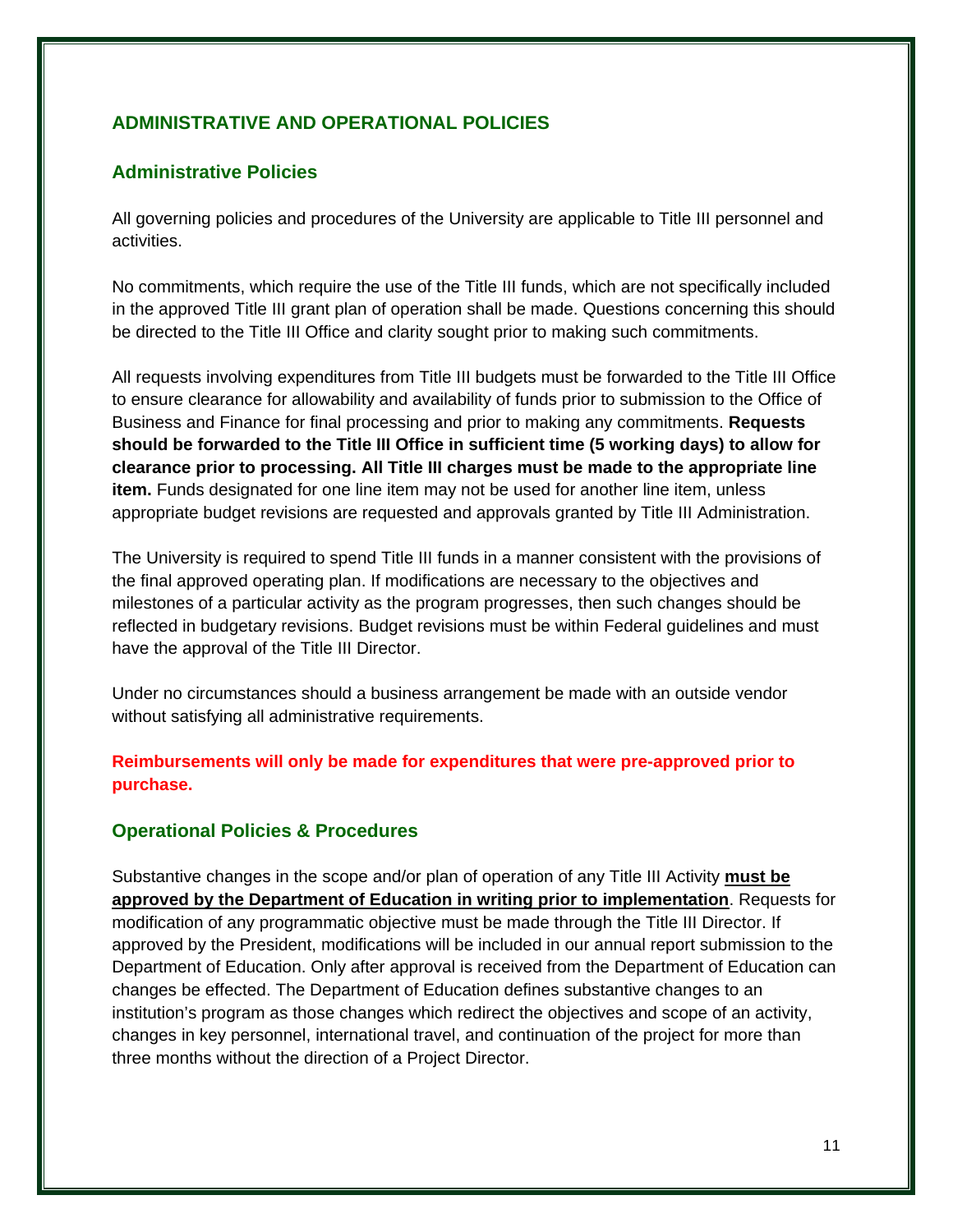## ADMINISTRATIVE AND OPERATIONAL POLICIES

### Administrative Policies

All governing policies and procedures of the University are applicable to Title III personnel and activities.

No commitments, which require the use of the Title III funds, which are not specifically included in the approved Title III grant plan of operation shall be made. Questions concerning this should be directed to the Title III Office and clarity sought prior to making such commitments.

All requests involving expenditures from Title III budgets must be forwarded to the Title III Office to ensure clearance for allowability and availability of funds prior to submission to the Office of Business and Finance for final processing and prior to making any commitments. **Requests should be forwarded to the Title III Office in sufficient time (5 working days) to allow for clearance prior to processing. All Title III charges must be made to the appropriate line item.** Funds designated for one line item may not be used for another line item, unless appropriate budget revisions are requested and approvals granted by Title III Administration.

The University is required to spend Title III funds in a manner consistent with the provisions of the final approved operating plan. If modifications are necessary to the objectives and milestones of a particular activity as the program progresses, then such changes should be reflected in budgetary revisions. Budget revisions must be within Federal guidelines and must have the approval of the Title III Director.

Under no circumstances should a business arrangement be made with an outside vendor without satisfying all administrative requirements.

**Reimbursements will only be made for expenditures that were pre-approved prior to purchase.**

### Operational Policies & Procedures

Substantive changes in the scope and/or plan of operation of any Title III Activity **must be approved by the Department of Education in writing prior to implementation**. Requests for modification of any programmatic objective must be made through the Title III Director. If approved by the President, modifications will be included in our annual report submission to the Department of Education. Only after approval is received from the Department of Education can changes be effected. The Department of Education defines substantive changes to an institution's program as those changes which redirect the objectives and scope of an activity, changes in key personnel, international travel, and continuation of the project for more than three months without the direction of a Project Director.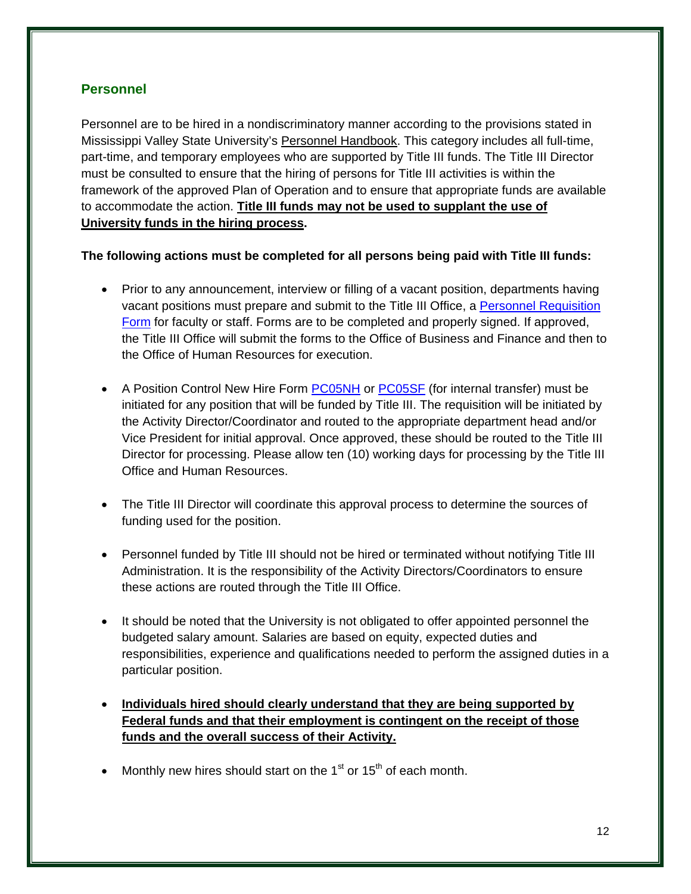## Personnel

Personnel are to be hired in a nondiscriminatory manner according to the provisions stated in Mississippi Valley State University's Personnel Handbook. This category includes all full-time, part-time, and temporary employees who are supported by Title III funds. The Title III Director must be consulted to ensure that the hiring of persons for Title III activities is within the framework of the approved Plan of Operation and to ensure that appropriate funds are available to accommodate the action. **Title III funds may not be used to supplant the use of University funds in the hiring process.**

**The following actions must be completed for all persons being paid with Title III funds:**

- Prior to any announcement, interview or filling of a vacant position, departments having vacant positions must prepare and submit to the Title III Office, a Personnel Requisition Form for faculty or staff. Forms are to be completed and properly signed. If approved, the Title III Office will submit the forms to the Office of Business and Finance and then to the Office of Human Resources for execution.

- A Position Control New Hire Form PC05NH or PC05SF (for internal transfer) must be initiated for any position that will be funded by Title III. The requisition will be initiated by the Activity Director/Coordinator and routed to the appropriate department head and/or Vice President for initial approval. Once approved, these should be routed to the Title III Director for processing. Please allow ten (10) working days for processing by the Title III Office and Human Resources.

- The Title III Director will coordinate this approval process to determine the sources of funding used for the position.

- Personnel funded by Title III should not be hired or terminated without notifying Title III Administration. It is the responsibility of the Activity Directors/Coordinators to ensure these actions are routed through the Title III Office.

- It should be noted that the University is not obligated to offer appointed personnel the budgeted salary amount. Salaries are based on equity, expected duties and responsibilities, experience and qualifications needed to perform the assigned duties in a particular position.

- **Individuals hired should clearly understand that they are being supported by Federal funds and that their employment is contingent on the receipt of those funds and the overall success of their Activity.**

- Monthly new hires should start on the 1st or 15th of each month.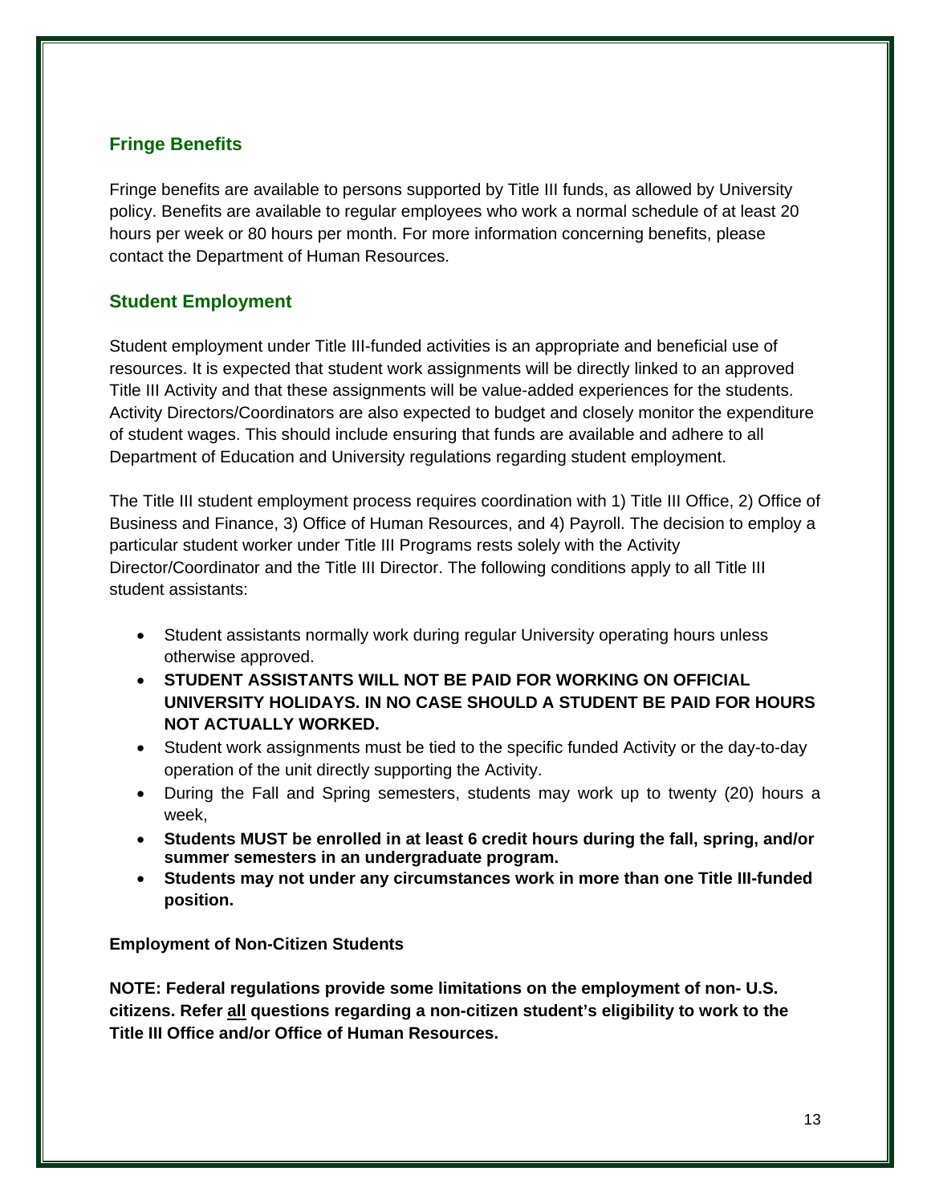## Fringe Benefits

Fringe benefits are available to persons supported by Title III funds, as allowed by University policy. Benefits are available to regular employees who work a normal schedule of at least 20 hours per week or 80 hours per month. For more information concerning benefits, please contact the Department of Human Resources.

## Student Employment

Student employment under Title III-funded activities is an appropriate and beneficial use of resources. It is expected that student work assignments will be directly linked to an approved Title III Activity and that these assignments will be value-added experiences for the students. Activity Directors/Coordinators are also expected to budget and closely monitor the expenditure of student wages. This should include ensuring that funds are available and adhere to all Department of Education and University regulations regarding student employment.

The Title III student employment process requires coordination with 1) Title III Office, 2) Office of Business and Finance, 3) Office of Human Resources, and 4) Payroll. The decision to employ a particular student worker under Title III Programs rests solely with the Activity Director/Coordinator and the Title III Director. The following conditions apply to all Title III student assistants:

- Student assistants normally work during regular University operating hours unless otherwise approved.
- **STUDENT ASSISTANTS WILL NOT BE PAID FOR WORKING ON OFFICIAL UNIVERSITY HOLIDAYS. IN NO CASE SHOULD A STUDENT BE PAID FOR HOURS NOT ACTUALLY WORKED.**
- Student work assignments must be tied to the specific funded Activity or the day-to-day operation of the unit directly supporting the Activity.
- During the Fall and Spring semesters, students may work up to twenty (20) hours a week,
- **Students MUST be enrolled in at least 6 credit hours during the fall, spring, and/or summer semesters in an undergraduate program.**
- **Students may not under any circumstances work in more than one Title III-funded position.**

**Employment of Non-Citizen Students**

**NOTE: Federal regulations provide some limitations on the employment of non- U.S. citizens. Refer <u>all</u> questions regarding a non-citizen student's eligibility to work to the Title III Office and/or Office of Human Resources.**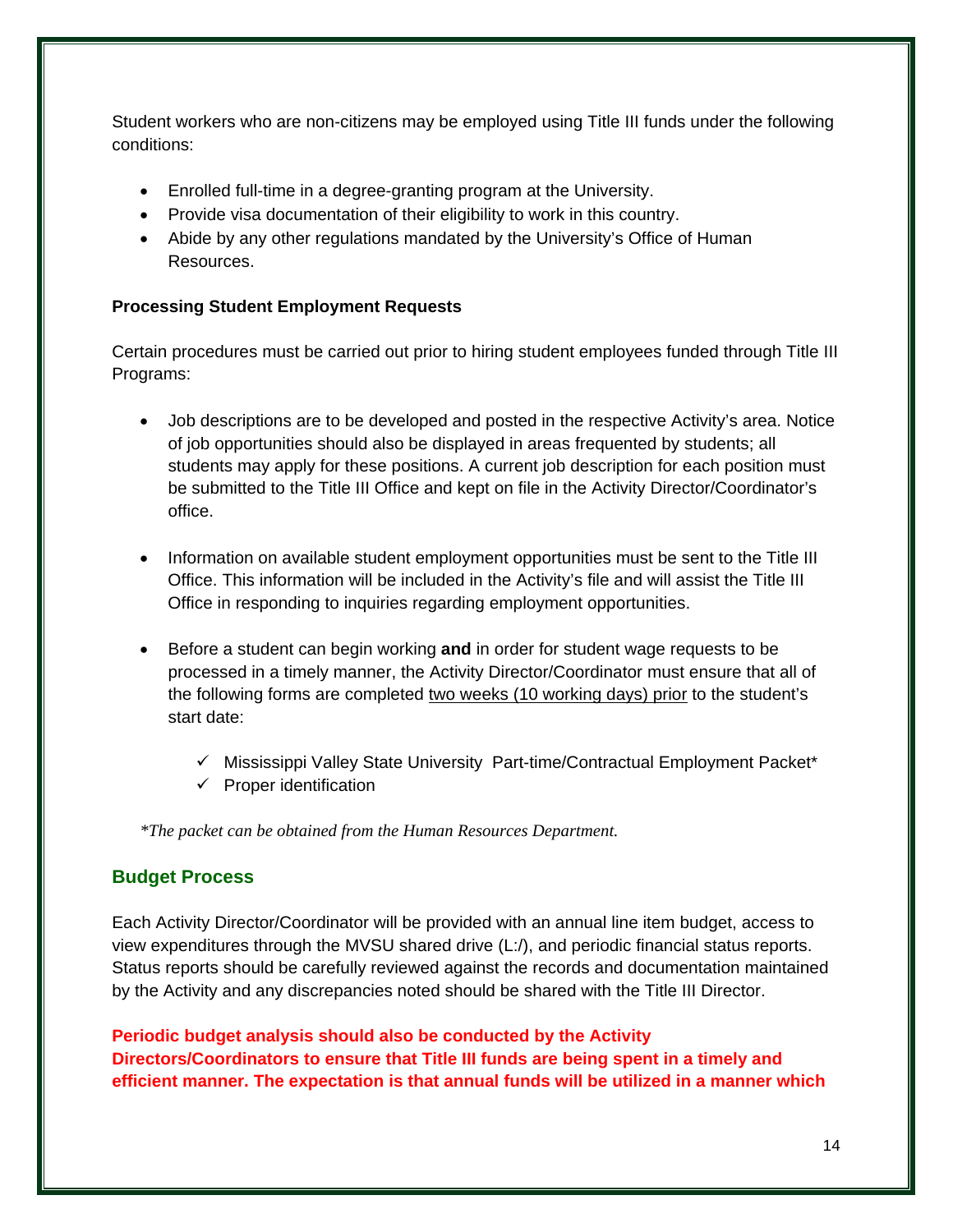Student workers who are non-citizens may be employed using Title III funds under the following conditions:

- Enrolled full-time in a degree-granting program at the University.
- Provide visa documentation of their eligibility to work in this country.
- Abide by any other regulations mandated by the University's Office of Human Resources.

**Processing Student Employment Requests**

Certain procedures must be carried out prior to hiring student employees funded through Title III Programs:

- Job descriptions are to be developed and posted in the respective Activity's area. Notice of job opportunities should also be displayed in areas frequented by students; all students may apply for these positions. A current job description for each position must be submitted to the Title III Office and kept on file in the Activity Director/Coordinator's office.

- Information on available student employment opportunities must be sent to the Title III Office. This information will be included in the Activity's file and will assist the Title III Office in responding to inquiries regarding employment opportunities.

- Before a student can begin working **and** in order for student wage requests to be processed in a timely manner, the Activity Director/Coordinator must ensure that all of the following forms are completed two weeks (10 working days) prior to the student's start date:

  - ✓ Mississippi Valley State University Part-time/Contractual Employment Packet*
  - ✓ Proper identification

*\*The packet can be obtained from the Human Resources Department.*

## Budget Process

Each Activity Director/Coordinator will be provided with an annual line item budget, access to view expenditures through the MVSU shared drive (L:/), and periodic financial status reports. Status reports should be carefully reviewed against the records and documentation maintained by the Activity and any discrepancies noted should be shared with the Title III Director.

**Periodic budget analysis should also be conducted by the Activity Directors/Coordinators to ensure that Title III funds are being spent in a timely and efficient manner. The expectation is that annual funds will be utilized in a manner which**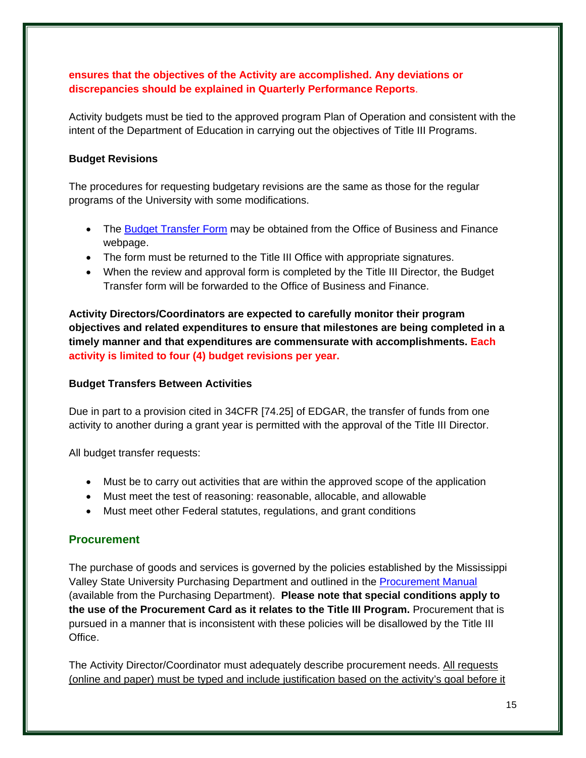**ensures that the objectives of the Activity are accomplished. Any deviations or discrepancies should be explained in Quarterly Performance Reports**.

Activity budgets must be tied to the approved program Plan of Operation and consistent with the intent of the Department of Education in carrying out the objectives of Title III Programs.

**Budget Revisions**

The procedures for requesting budgetary revisions are the same as those for the regular programs of the University with some modifications.

- The Budget Transfer Form may be obtained from the Office of Business and Finance webpage.
- The form must be returned to the Title III Office with appropriate signatures.
- When the review and approval form is completed by the Title III Director, the Budget Transfer form will be forwarded to the Office of Business and Finance.

**Activity Directors/Coordinators are expected to carefully monitor their program objectives and related expenditures to ensure that milestones are being completed in a timely manner and that expenditures are commensurate with accomplishments. Each activity is limited to four (4) budget revisions per year.**

**Budget Transfers Between Activities**

Due in part to a provision cited in 34CFR [74.25] of EDGAR, the transfer of funds from one activity to another during a grant year is permitted with the approval of the Title III Director.

All budget transfer requests:

- Must be to carry out activities that are within the approved scope of the application
- Must meet the test of reasoning: reasonable, allocable, and allowable
- Must meet other Federal statutes, regulations, and grant conditions

## Procurement

The purchase of goods and services is governed by the policies established by the Mississippi Valley State University Purchasing Department and outlined in the Procurement Manual (available from the Purchasing Department). **Please note that special conditions apply to the use of the Procurement Card as it relates to the Title III Program.** Procurement that is pursued in a manner that is inconsistent with these policies will be disallowed by the Title III Office.

The Activity Director/Coordinator must adequately describe procurement needs. All requests (online and paper) must be typed and include justification based on the activity's goal before it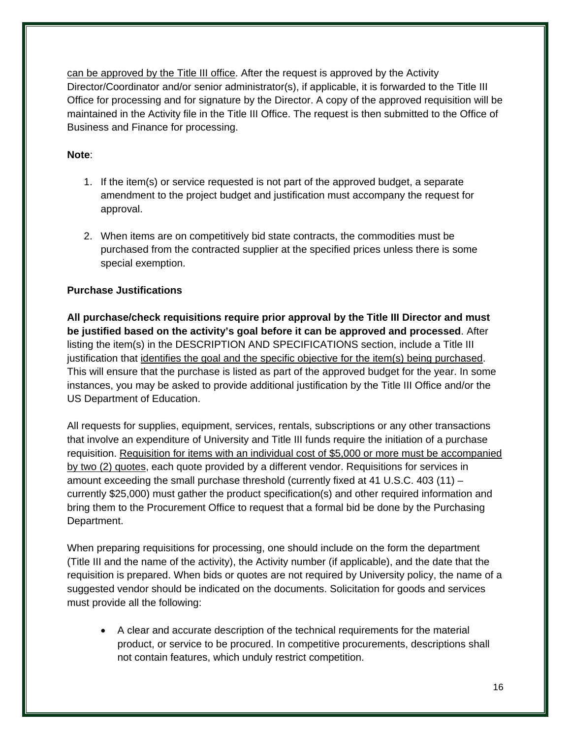can be approved by the Title III office. After the request is approved by the Activity Director/Coordinator and/or senior administrator(s), if applicable, it is forwarded to the Title III Office for processing and for signature by the Director. A copy of the approved requisition will be maintained in the Activity file in the Title III Office. The request is then submitted to the Office of Business and Finance for processing.

**Note**:

1. If the item(s) or service requested is not part of the approved budget, a separate amendment to the project budget and justification must accompany the request for approval.

2. When items are on competitively bid state contracts, the commodities must be purchased from the contracted supplier at the specified prices unless there is some special exemption.

**Purchase Justifications**

**All purchase/check requisitions require prior approval by the Title III Director and must be justified based on the activity's goal before it can be approved and processed**. After listing the item(s) in the DESCRIPTION AND SPECIFICATIONS section, include a Title III justification that identifies the goal and the specific objective for the item(s) being purchased. This will ensure that the purchase is listed as part of the approved budget for the year. In some instances, you may be asked to provide additional justification by the Title III Office and/or the US Department of Education.

All requests for supplies, equipment, services, rentals, subscriptions or any other transactions that involve an expenditure of University and Title III funds require the initiation of a purchase requisition. Requisition for items with an individual cost of $5,000 or more must be accompanied by two (2) quotes, each quote provided by a different vendor. Requisitions for services in amount exceeding the small purchase threshold (currently fixed at 41 U.S.C. 403 (11) – currently $25,000) must gather the product specification(s) and other required information and bring them to the Procurement Office to request that a formal bid be done by the Purchasing Department.

When preparing requisitions for processing, one should include on the form the department (Title III and the name of the activity), the Activity number (if applicable), and the date that the requisition is prepared. When bids or quotes are not required by University policy, the name of a suggested vendor should be indicated on the documents. Solicitation for goods and services must provide all the following:

- A clear and accurate description of the technical requirements for the material product, or service to be procured. In competitive procurements, descriptions shall not contain features, which unduly restrict competition.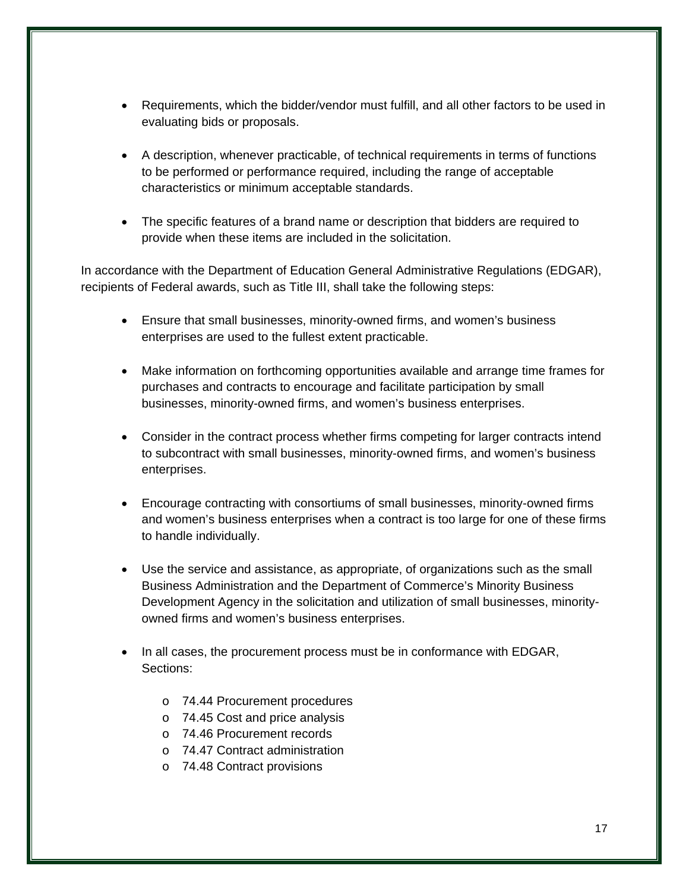- Requirements, which the bidder/vendor must fulfill, and all other factors to be used in evaluating bids or proposals.

- A description, whenever practicable, of technical requirements in terms of functions to be performed or performance required, including the range of acceptable characteristics or minimum acceptable standards.

- The specific features of a brand name or description that bidders are required to provide when these items are included in the solicitation.

In accordance with the Department of Education General Administrative Regulations (EDGAR), recipients of Federal awards, such as Title III, shall take the following steps:

- Ensure that small businesses, minority-owned firms, and women's business enterprises are used to the fullest extent practicable.

- Make information on forthcoming opportunities available and arrange time frames for purchases and contracts to encourage and facilitate participation by small businesses, minority-owned firms, and women's business enterprises.

- Consider in the contract process whether firms competing for larger contracts intend to subcontract with small businesses, minority-owned firms, and women's business enterprises.

- Encourage contracting with consortiums of small businesses, minority-owned firms and women's business enterprises when a contract is too large for one of these firms to handle individually.

- Use the service and assistance, as appropriate, of organizations such as the small Business Administration and the Department of Commerce's Minority Business Development Agency in the solicitation and utilization of small businesses, minority-owned firms and women's business enterprises.

- In all cases, the procurement process must be in conformance with EDGAR, Sections:

    - 74.44 Procurement procedures
    - 74.45 Cost and price analysis
    - 74.46 Procurement records
    - 74.47 Contract administration
    - 74.48 Contract provisions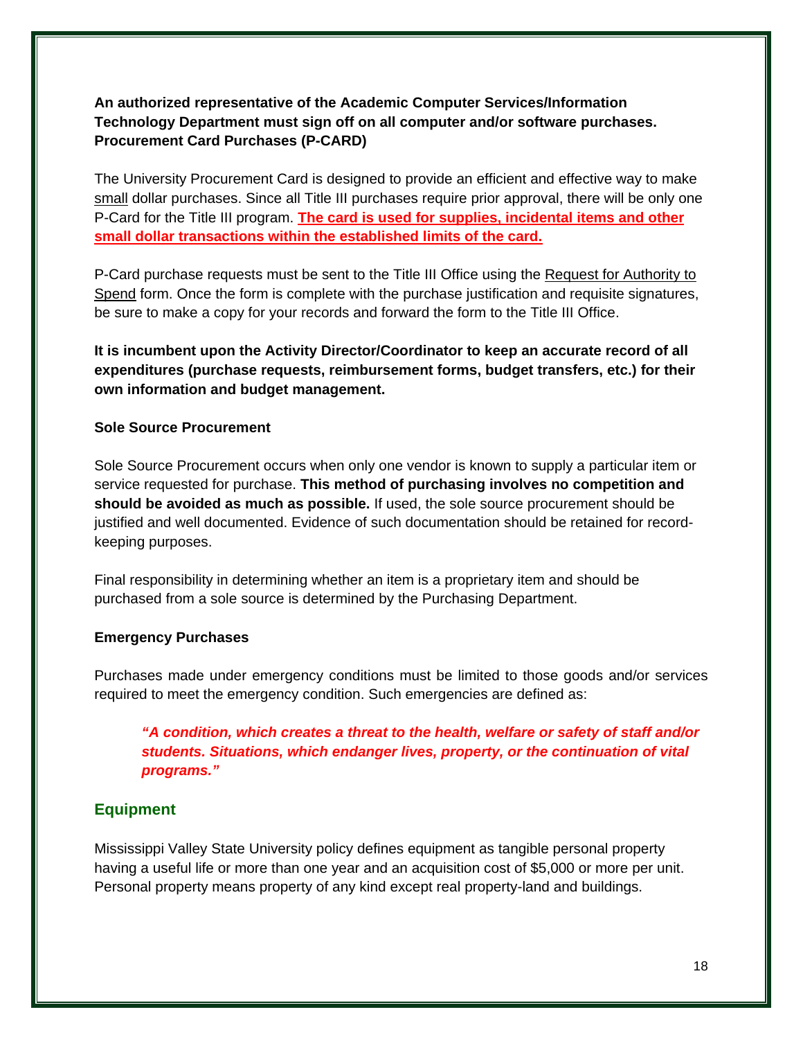**An authorized representative of the Academic Computer Services/Information Technology Department must sign off on all computer and/or software purchases.**
**Procurement Card Purchases (P-CARD)**

The University Procurement Card is designed to provide an efficient and effective way to make small dollar purchases. Since all Title III purchases require prior approval, there will be only one P-Card for the Title III program. **The card is used for supplies, incidental items and other small dollar transactions within the established limits of the card.**

P-Card purchase requests must be sent to the Title III Office using the Request for Authority to Spend form. Once the form is complete with the purchase justification and requisite signatures, be sure to make a copy for your records and forward the form to the Title III Office.

**It is incumbent upon the Activity Director/Coordinator to keep an accurate record of all expenditures (purchase requests, reimbursement forms, budget transfers, etc.) for their own information and budget management.**

**Sole Source Procurement**

Sole Source Procurement occurs when only one vendor is known to supply a particular item or service requested for purchase. **This method of purchasing involves no competition and should be avoided as much as possible.** If used, the sole source procurement should be justified and well documented. Evidence of such documentation should be retained for record-keeping purposes.

Final responsibility in determining whether an item is a proprietary item and should be purchased from a sole source is determined by the Purchasing Department.

**Emergency Purchases**

Purchases made under emergency conditions must be limited to those goods and/or services required to meet the emergency condition. Such emergencies are defined as:

> ***"A condition, which creates a threat to the health, welfare or safety of staff and/or students. Situations, which endanger lives, property, or the continuation of vital programs."***

## Equipment

Mississippi Valley State University policy defines equipment as tangible personal property having a useful life or more than one year and an acquisition cost of $5,000 or more per unit. Personal property means property of any kind except real property-land and buildings.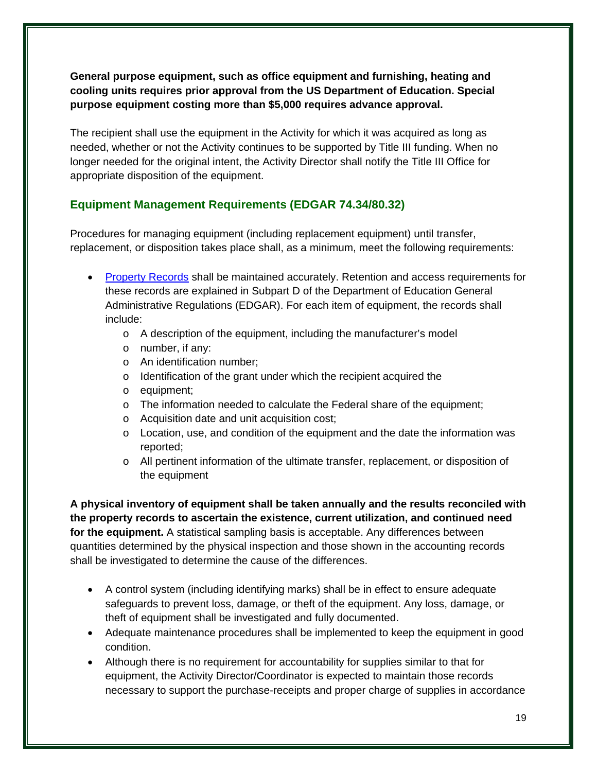**General purpose equipment, such as office equipment and furnishing, heating and cooling units requires prior approval from the US Department of Education. Special purpose equipment costing more than $5,000 requires advance approval.**

The recipient shall use the equipment in the Activity for which it was acquired as long as needed, whether or not the Activity continues to be supported by Title III funding. When no longer needed for the original intent, the Activity Director shall notify the Title III Office for appropriate disposition of the equipment.

## Equipment Management Requirements (EDGAR 74.34/80.32)

Procedures for managing equipment (including replacement equipment) until transfer, replacement, or disposition takes place shall, as a minimum, meet the following requirements:

- Property Records shall be maintained accurately. Retention and access requirements for these records are explained in Subpart D of the Department of Education General Administrative Regulations (EDGAR). For each item of equipment, the records shall include:
    - A description of the equipment, including the manufacturer's model
    - number, if any:
    - An identification number;
    - Identification of the grant under which the recipient acquired the
    - equipment;
    - The information needed to calculate the Federal share of the equipment;
    - Acquisition date and unit acquisition cost;
    - Location, use, and condition of the equipment and the date the information was reported;
    - All pertinent information of the ultimate transfer, replacement, or disposition of the equipment

**A physical inventory of equipment shall be taken annually and the results reconciled with the property records to ascertain the existence, current utilization, and continued need for the equipment.** A statistical sampling basis is acceptable. Any differences between quantities determined by the physical inspection and those shown in the accounting records shall be investigated to determine the cause of the differences.

- A control system (including identifying marks) shall be in effect to ensure adequate safeguards to prevent loss, damage, or theft of the equipment. Any loss, damage, or theft of equipment shall be investigated and fully documented.
- Adequate maintenance procedures shall be implemented to keep the equipment in good condition.
- Although there is no requirement for accountability for supplies similar to that for equipment, the Activity Director/Coordinator is expected to maintain those records necessary to support the purchase-receipts and proper charge of supplies in accordance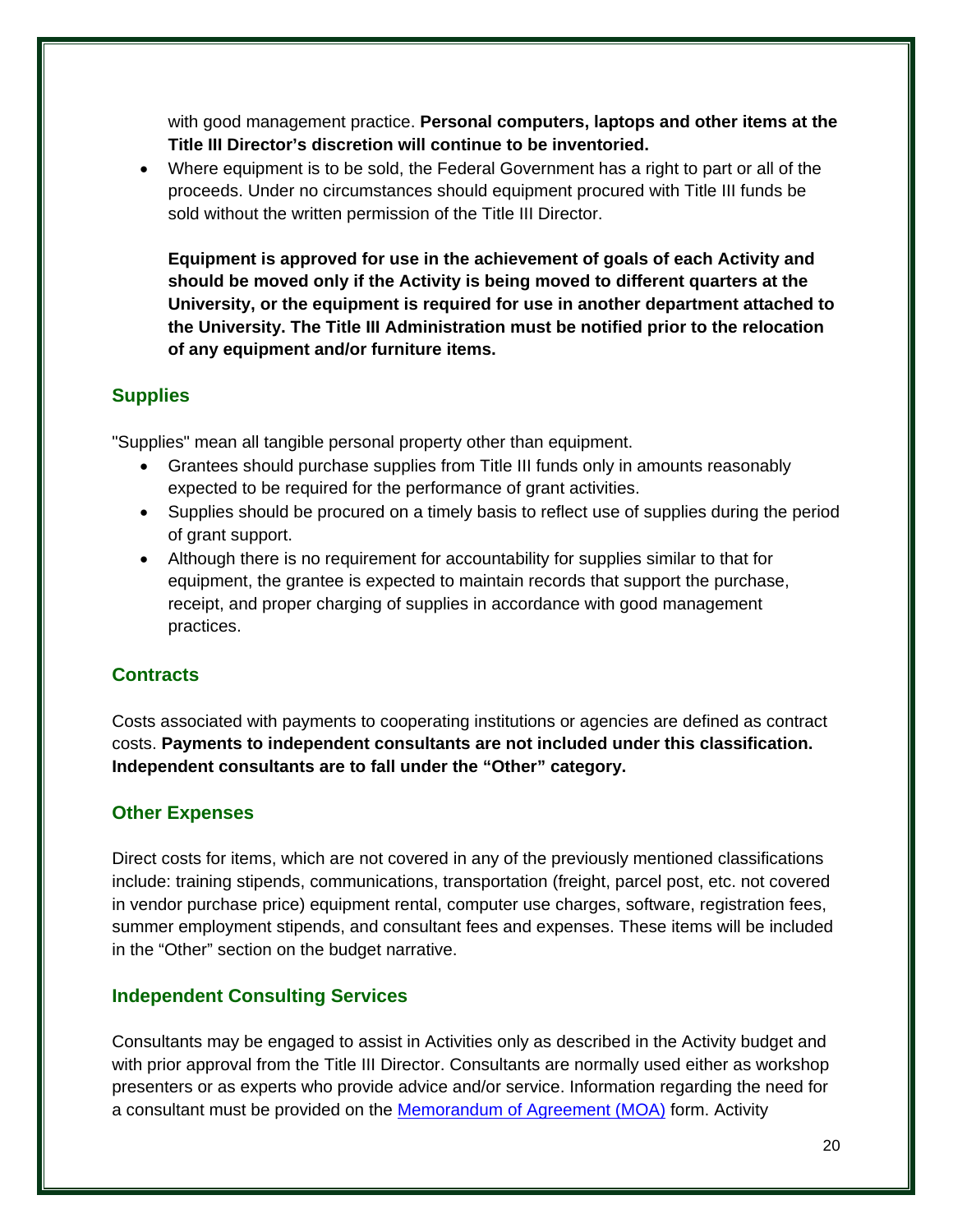with good management practice. **Personal computers, laptops and other items at the Title III Director's discretion will continue to be inventoried.**

- Where equipment is to be sold, the Federal Government has a right to part or all of the proceeds. Under no circumstances should equipment procured with Title III funds be sold without the written permission of the Title III Director.

  **Equipment is approved for use in the achievement of goals of each Activity and should be moved only if the Activity is being moved to different quarters at the University, or the equipment is required for use in another department attached to the University. The Title III Administration must be notified prior to the relocation of any equipment and/or furniture items.**

## Supplies

"Supplies" mean all tangible personal property other than equipment.

- Grantees should purchase supplies from Title III funds only in amounts reasonably expected to be required for the performance of grant activities.
- Supplies should be procured on a timely basis to reflect use of supplies during the period of grant support.
- Although there is no requirement for accountability for supplies similar to that for equipment, the grantee is expected to maintain records that support the purchase, receipt, and proper charging of supplies in accordance with good management practices.

## Contracts

Costs associated with payments to cooperating institutions or agencies are defined as contract costs. **Payments to independent consultants are not included under this classification. Independent consultants are to fall under the "Other" category.**

## Other Expenses

Direct costs for items, which are not covered in any of the previously mentioned classifications include: training stipends, communications, transportation (freight, parcel post, etc. not covered in vendor purchase price) equipment rental, computer use charges, software, registration fees, summer employment stipends, and consultant fees and expenses. These items will be included in the "Other" section on the budget narrative.

## Independent Consulting Services

Consultants may be engaged to assist in Activities only as described in the Activity budget and with prior approval from the Title III Director. Consultants are normally used either as workshop presenters or as experts who provide advice and/or service. Information regarding the need for a consultant must be provided on the Memorandum of Agreement (MOA) form. Activity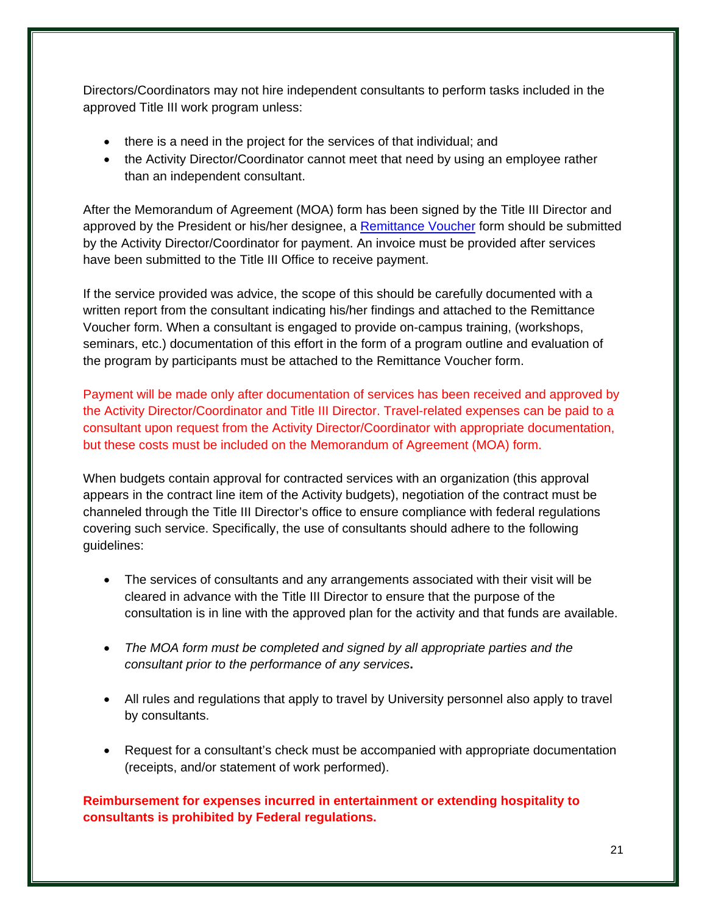Directors/Coordinators may not hire independent consultants to perform tasks included in the approved Title III work program unless:

- there is a need in the project for the services of that individual; and
- the Activity Director/Coordinator cannot meet that need by using an employee rather than an independent consultant.

After the Memorandum of Agreement (MOA) form has been signed by the Title III Director and approved by the President or his/her designee, a Remittance Voucher form should be submitted by the Activity Director/Coordinator for payment. An invoice must be provided after services have been submitted to the Title III Office to receive payment.

If the service provided was advice, the scope of this should be carefully documented with a written report from the consultant indicating his/her findings and attached to the Remittance Voucher form. When a consultant is engaged to provide on-campus training, (workshops, seminars, etc.) documentation of this effort in the form of a program outline and evaluation of the program by participants must be attached to the Remittance Voucher form.

Payment will be made only after documentation of services has been received and approved by the Activity Director/Coordinator and Title III Director. Travel-related expenses can be paid to a consultant upon request from the Activity Director/Coordinator with appropriate documentation, but these costs must be included on the Memorandum of Agreement (MOA) form.

When budgets contain approval for contracted services with an organization (this approval appears in the contract line item of the Activity budgets), negotiation of the contract must be channeled through the Title III Director's office to ensure compliance with federal regulations covering such service. Specifically, the use of consultants should adhere to the following guidelines:

- The services of consultants and any arrangements associated with their visit will be cleared in advance with the Title III Director to ensure that the purpose of the consultation is in line with the approved plan for the activity and that funds are available.

- *The MOA form must be completed and signed by all appropriate parties and the consultant prior to the performance of any services*.

- All rules and regulations that apply to travel by University personnel also apply to travel by consultants.

- Request for a consultant's check must be accompanied with appropriate documentation (receipts, and/or statement of work performed).

**Reimbursement for expenses incurred in entertainment or extending hospitality to consultants is prohibited by Federal regulations.**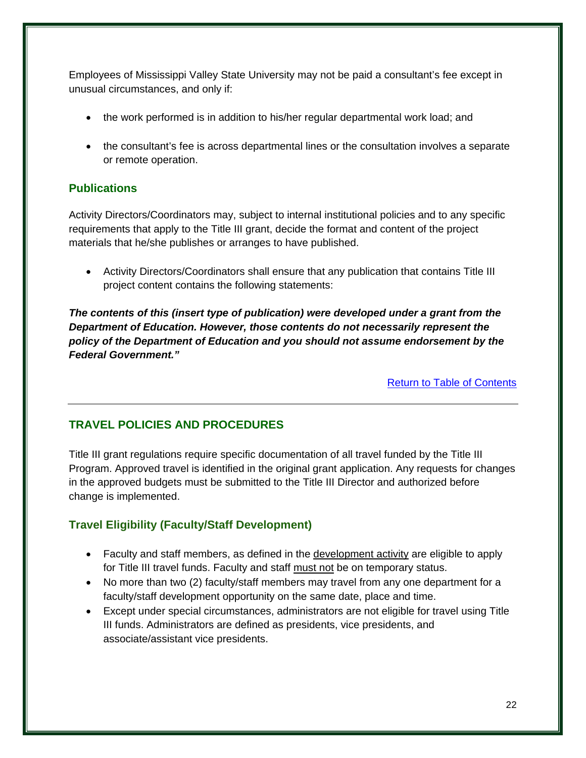Employees of Mississippi Valley State University may not be paid a consultant's fee except in unusual circumstances, and only if:

- the work performed is in addition to his/her regular departmental work load; and
- the consultant's fee is across departmental lines or the consultation involves a separate or remote operation.

### Publications

Activity Directors/Coordinators may, subject to internal institutional policies and to any specific requirements that apply to the Title III grant, decide the format and content of the project materials that he/she publishes or arranges to have published.

- Activity Directors/Coordinators shall ensure that any publication that contains Title III project content contains the following statements:

***The contents of this (insert type of publication) were developed under a grant from the Department of Education. However, those contents do not necessarily represent the policy of the Department of Education and you should not assume endorsement by the Federal Government."***

Return to Table of Contents

---

## TRAVEL POLICIES AND PROCEDURES

Title III grant regulations require specific documentation of all travel funded by the Title III Program. Approved travel is identified in the original grant application. Any requests for changes in the approved budgets must be submitted to the Title III Director and authorized before change is implemented.

### Travel Eligibility (Faculty/Staff Development)

- Faculty and staff members, as defined in the development activity are eligible to apply for Title III travel funds. Faculty and staff must not be on temporary status.
- No more than two (2) faculty/staff members may travel from any one department for a faculty/staff development opportunity on the same date, place and time.
- Except under special circumstances, administrators are not eligible for travel using Title III funds. Administrators are defined as presidents, vice presidents, and associate/assistant vice presidents.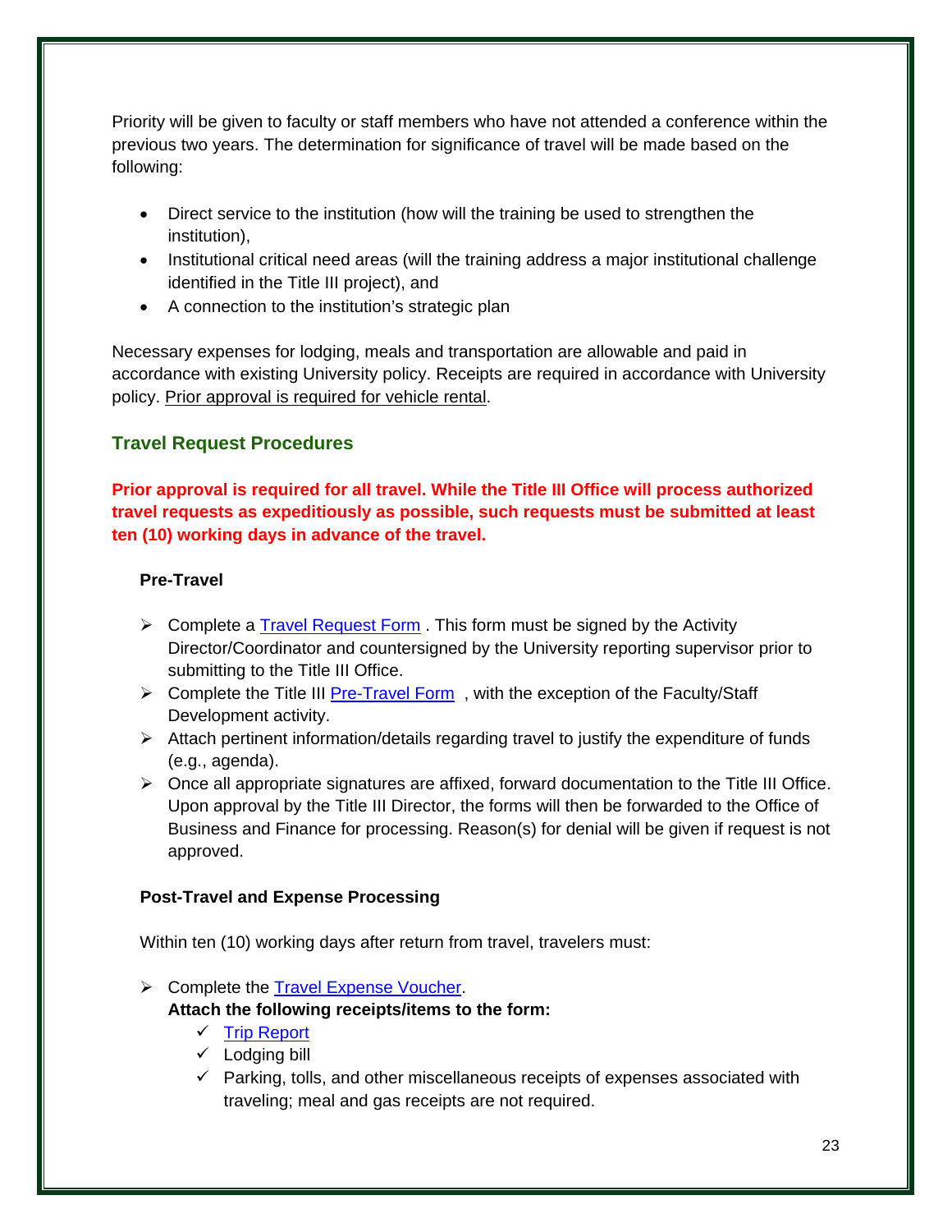Priority will be given to faculty or staff members who have not attended a conference within the previous two years. The determination for significance of travel will be made based on the following:

- Direct service to the institution (how will the training be used to strengthen the institution),
- Institutional critical need areas (will the training address a major institutional challenge identified in the Title III project), and
- A connection to the institution's strategic plan

Necessary expenses for lodging, meals and transportation are allowable and paid in accordance with existing University policy. Receipts are required in accordance with University policy. Prior approval is required for vehicle rental.

## Travel Request Procedures

**Prior approval is required for all travel. While the Title III Office will process authorized travel requests as expeditiously as possible, such requests must be submitted at least ten (10) working days in advance of the travel.**

### Pre-Travel

- Complete a Travel Request Form . This form must be signed by the Activity Director/Coordinator and countersigned by the University reporting supervisor prior to submitting to the Title III Office.
- Complete the Title III Pre-Travel Form , with the exception of the Faculty/Staff Development activity.
- Attach pertinent information/details regarding travel to justify the expenditure of funds (e.g., agenda).
- Once all appropriate signatures are affixed, forward documentation to the Title III Office. Upon approval by the Title III Director, the forms will then be forwarded to the Office of Business and Finance for processing. Reason(s) for denial will be given if request is not approved.

### Post-Travel and Expense Processing

Within ten (10) working days after return from travel, travelers must:

- Complete the Travel Expense Voucher.
  **Attach the following receipts/items to the form:**
  - ✓ Trip Report
  - ✓ Lodging bill
  - ✓ Parking, tolls, and other miscellaneous receipts of expenses associated with traveling; meal and gas receipts are not required.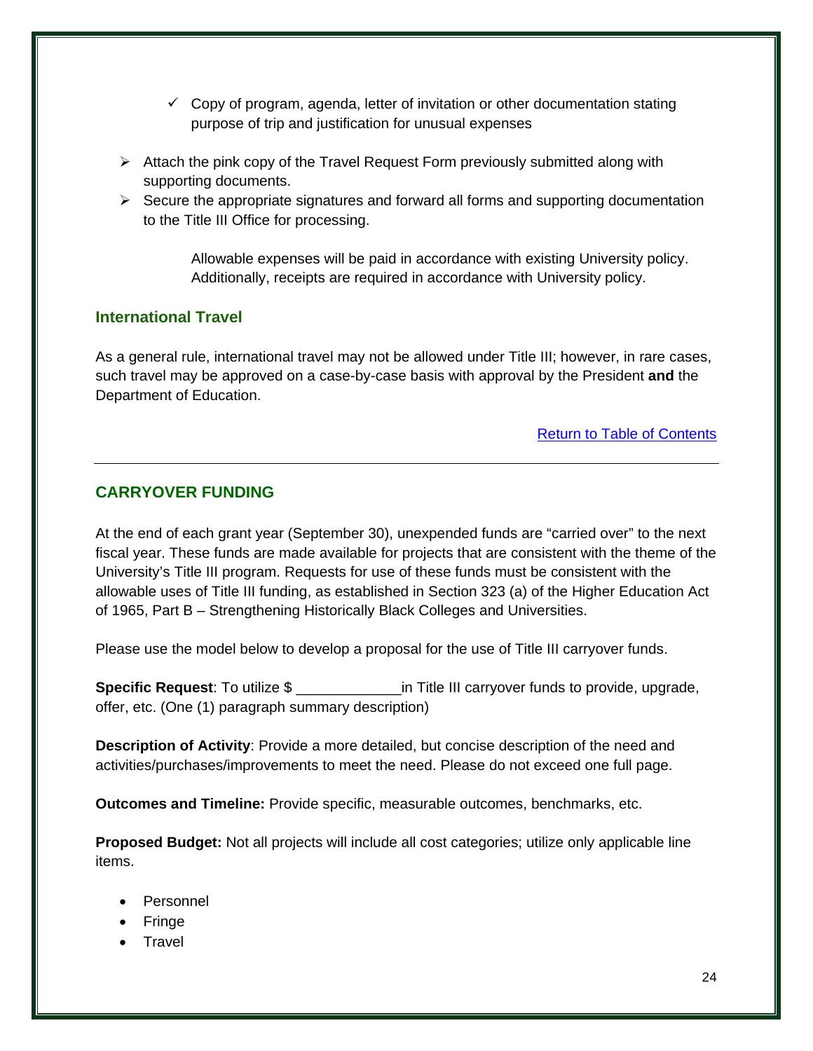- ✓ Copy of program, agenda, letter of invitation or other documentation stating purpose of trip and justification for unusual expenses

- Attach the pink copy of the Travel Request Form previously submitted along with supporting documents.
- Secure the appropriate signatures and forward all forms and supporting documentation to the Title III Office for processing.

Allowable expenses will be paid in accordance with existing University policy. Additionally, receipts are required in accordance with University policy.

### International Travel

As a general rule, international travel may not be allowed under Title III; however, in rare cases, such travel may be approved on a case-by-case basis with approval by the President **and** the Department of Education.

Return to Table of Contents

---

## CARRYOVER FUNDING

At the end of each grant year (September 30), unexpended funds are "carried over" to the next fiscal year. These funds are made available for projects that are consistent with the theme of the University's Title III program. Requests for use of these funds must be consistent with the allowable uses of Title III funding, as established in Section 323 (a) of the Higher Education Act of 1965, Part B – Strengthening Historically Black Colleges and Universities.

Please use the model below to develop a proposal for the use of Title III carryover funds.

**Specific Request**: To utilize $ _____________in Title III carryover funds to provide, upgrade, offer, etc. (One (1) paragraph summary description)

**Description of Activity**: Provide a more detailed, but concise description of the need and activities/purchases/improvements to meet the need. Please do not exceed one full page.

**Outcomes and Timeline:** Provide specific, measurable outcomes, benchmarks, etc.

**Proposed Budget:** Not all projects will include all cost categories; utilize only applicable line items.

- Personnel
- Fringe
- Travel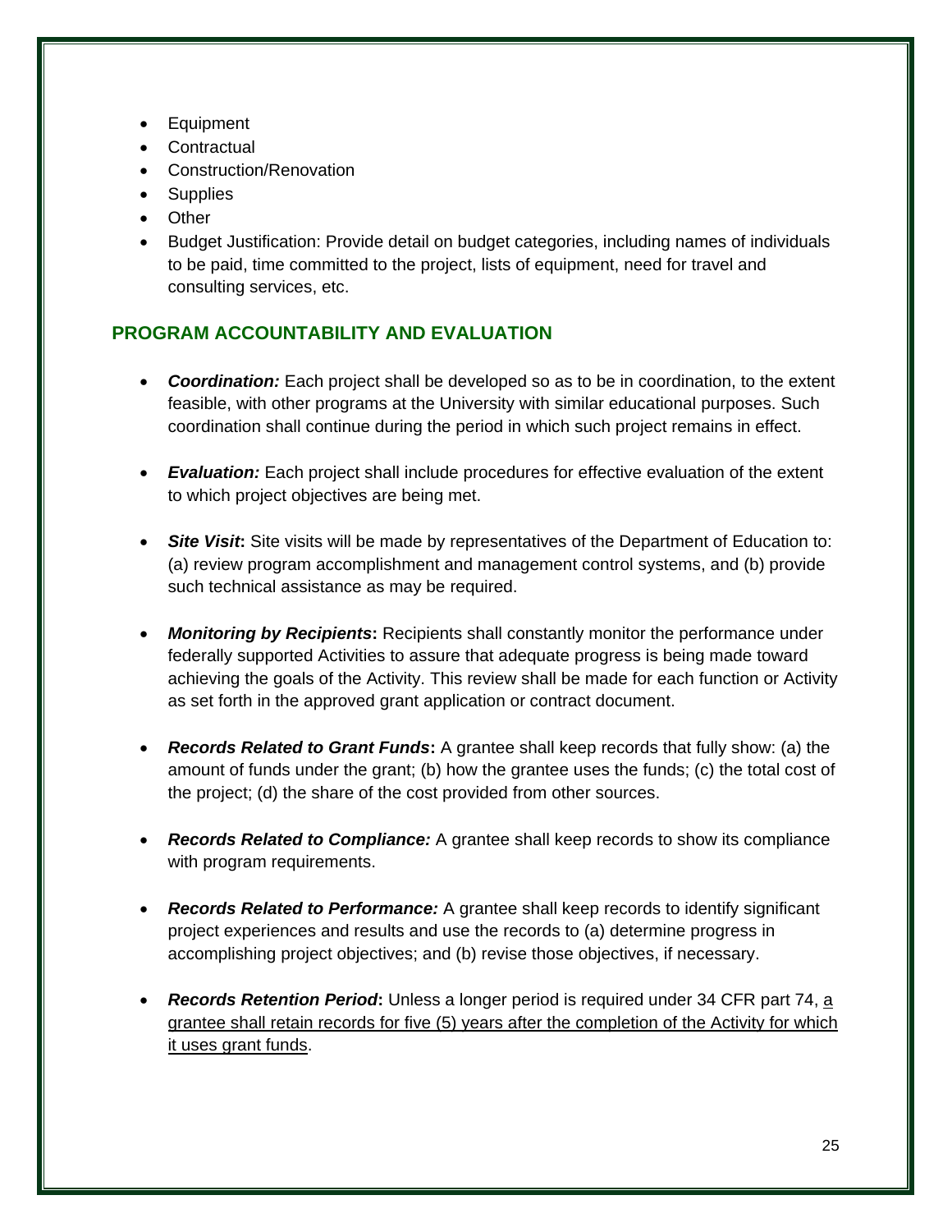- Equipment
- Contractual
- Construction/Renovation
- Supplies
- Other
- Budget Justification: Provide detail on budget categories, including names of individuals to be paid, time committed to the project, lists of equipment, need for travel and consulting services, etc.

## PROGRAM ACCOUNTABILITY AND EVALUATION

- ***Coordination:*** Each project shall be developed so as to be in coordination, to the extent feasible, with other programs at the University with similar educational purposes. Such coordination shall continue during the period in which such project remains in effect.

- ***Evaluation:*** Each project shall include procedures for effective evaluation of the extent to which project objectives are being met.

- ***Site Visit*****:** Site visits will be made by representatives of the Department of Education to: (a) review program accomplishment and management control systems, and (b) provide such technical assistance as may be required.

- ***Monitoring by Recipients*****:** Recipients shall constantly monitor the performance under federally supported Activities to assure that adequate progress is being made toward achieving the goals of the Activity. This review shall be made for each function or Activity as set forth in the approved grant application or contract document.

- ***Records Related to Grant Funds*****:** A grantee shall keep records that fully show: (a) the amount of funds under the grant; (b) how the grantee uses the funds; (c) the total cost of the project; (d) the share of the cost provided from other sources.

- ***Records Related to Compliance:*** A grantee shall keep records to show its compliance with program requirements.

- ***Records Related to Performance:*** A grantee shall keep records to identify significant project experiences and results and use the records to (a) determine progress in accomplishing project objectives; and (b) revise those objectives, if necessary.

- ***Records Retention Period*****:** Unless a longer period is required under 34 CFR part 74, <u>a grantee shall retain records for five (5) years after the completion of the Activity for which it uses grant funds</u>.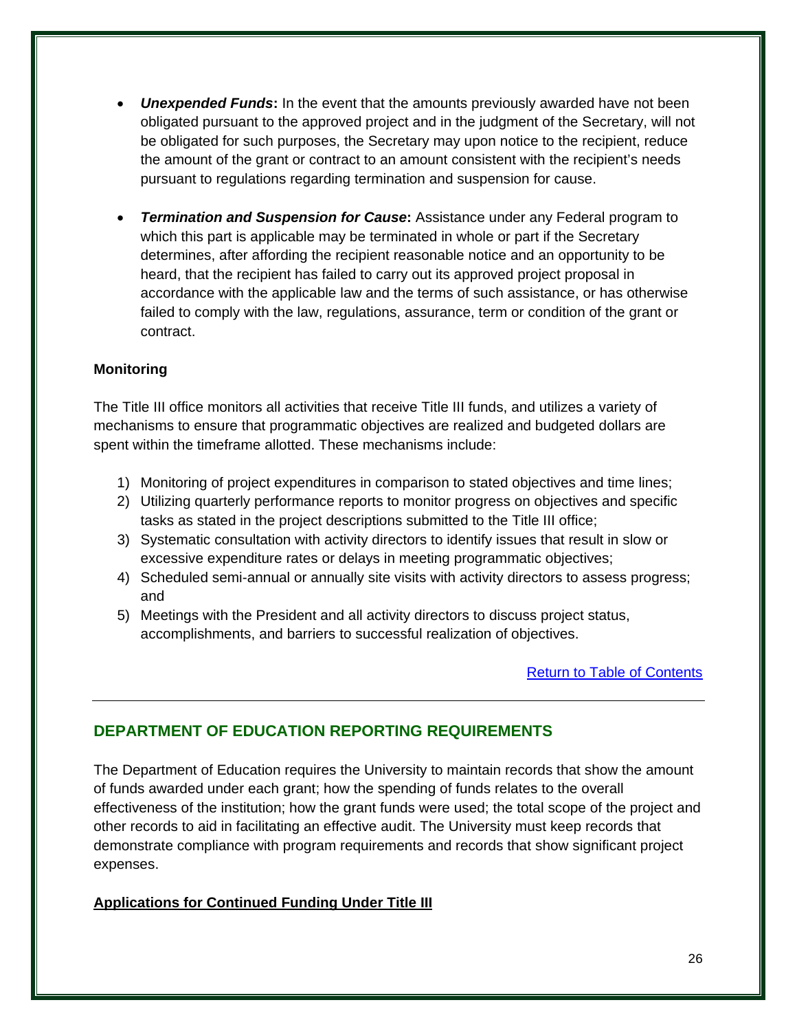- ***Unexpended Funds*:** In the event that the amounts previously awarded have not been obligated pursuant to the approved project and in the judgment of the Secretary, will not be obligated for such purposes, the Secretary may upon notice to the recipient, reduce the amount of the grant or contract to an amount consistent with the recipient's needs pursuant to regulations regarding termination and suspension for cause.

- ***Termination and Suspension for Cause*:** Assistance under any Federal program to which this part is applicable may be terminated in whole or part if the Secretary determines, after affording the recipient reasonable notice and an opportunity to be heard, that the recipient has failed to carry out its approved project proposal in accordance with the applicable law and the terms of such assistance, or has otherwise failed to comply with the law, regulations, assurance, term or condition of the grant or contract.

**Monitoring**

The Title III office monitors all activities that receive Title III funds, and utilizes a variety of mechanisms to ensure that programmatic objectives are realized and budgeted dollars are spent within the timeframe allotted. These mechanisms include:

1) Monitoring of project expenditures in comparison to stated objectives and time lines;
2) Utilizing quarterly performance reports to monitor progress on objectives and specific tasks as stated in the project descriptions submitted to the Title III office;
3) Systematic consultation with activity directors to identify issues that result in slow or excessive expenditure rates or delays in meeting programmatic objectives;
4) Scheduled semi-annual or annually site visits with activity directors to assess progress; and
5) Meetings with the President and all activity directors to discuss project status, accomplishments, and barriers to successful realization of objectives.

Return to Table of Contents

---

## DEPARTMENT OF EDUCATION REPORTING REQUIREMENTS

The Department of Education requires the University to maintain records that show the amount of funds awarded under each grant; how the spending of funds relates to the overall effectiveness of the institution; how the grant funds were used; the total scope of the project and other records to aid in facilitating an effective audit. The University must keep records that demonstrate compliance with program requirements and records that show significant project expenses.

**Applications for Continued Funding Under Title III**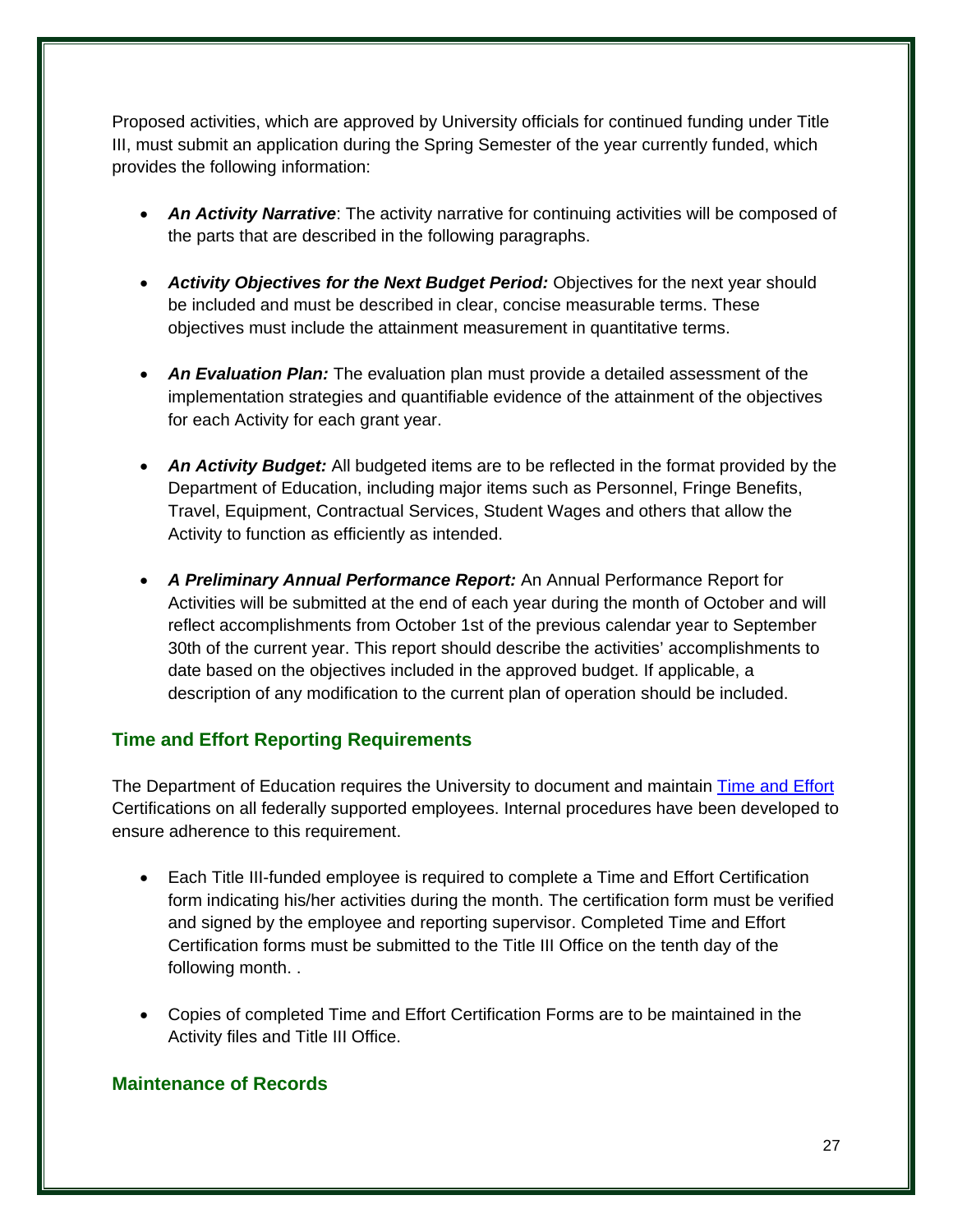Proposed activities, which are approved by University officials for continued funding under Title III, must submit an application during the Spring Semester of the year currently funded, which provides the following information:

- ***An Activity Narrative***: The activity narrative for continuing activities will be composed of the parts that are described in the following paragraphs.
- ***Activity Objectives for the Next Budget Period:*** Objectives for the next year should be included and must be described in clear, concise measurable terms. These objectives must include the attainment measurement in quantitative terms.
- ***An Evaluation Plan:*** The evaluation plan must provide a detailed assessment of the implementation strategies and quantifiable evidence of the attainment of the objectives for each Activity for each grant year.
- ***An Activity Budget:*** All budgeted items are to be reflected in the format provided by the Department of Education, including major items such as Personnel, Fringe Benefits, Travel, Equipment, Contractual Services, Student Wages and others that allow the Activity to function as efficiently as intended.
- ***A Preliminary Annual Performance Report:*** An Annual Performance Report for Activities will be submitted at the end of each year during the month of October and will reflect accomplishments from October 1st of the previous calendar year to September 30th of the current year. This report should describe the activities' accomplishments to date based on the objectives included in the approved budget. If applicable, a description of any modification to the current plan of operation should be included.

## Time and Effort Reporting Requirements

The Department of Education requires the University to document and maintain Time and Effort Certifications on all federally supported employees. Internal procedures have been developed to ensure adherence to this requirement.

- Each Title III-funded employee is required to complete a Time and Effort Certification form indicating his/her activities during the month. The certification form must be verified and signed by the employee and reporting supervisor. Completed Time and Effort Certification forms must be submitted to the Title III Office on the tenth day of the following month. .
- Copies of completed Time and Effort Certification Forms are to be maintained in the Activity files and Title III Office.

## Maintenance of Records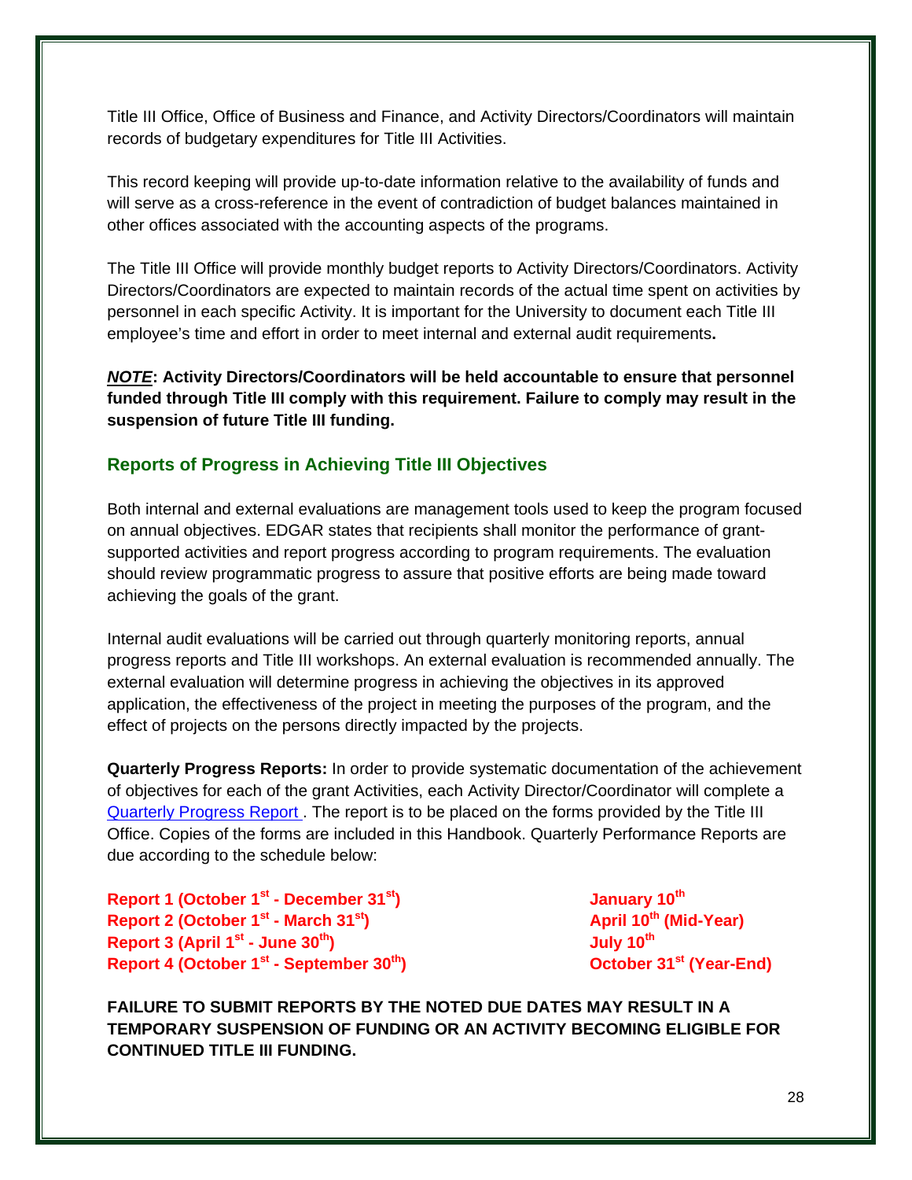Title III Office, Office of Business and Finance, and Activity Directors/Coordinators will maintain records of budgetary expenditures for Title III Activities.

This record keeping will provide up-to-date information relative to the availability of funds and will serve as a cross-reference in the event of contradiction of budget balances maintained in other offices associated with the accounting aspects of the programs.

The Title III Office will provide monthly budget reports to Activity Directors/Coordinators. Activity Directors/Coordinators are expected to maintain records of the actual time spent on activities by personnel in each specific Activity. It is important for the University to document each Title III employee's time and effort in order to meet internal and external audit requirements**.**

***NOTE*: Activity Directors/Coordinators will be held accountable to ensure that personnel funded through Title III comply with this requirement. Failure to comply may result in the suspension of future Title III funding.**

## Reports of Progress in Achieving Title III Objectives

Both internal and external evaluations are management tools used to keep the program focused on annual objectives. EDGAR states that recipients shall monitor the performance of grant-supported activities and report progress according to program requirements. The evaluation should review programmatic progress to assure that positive efforts are being made toward achieving the goals of the grant.

Internal audit evaluations will be carried out through quarterly monitoring reports, annual progress reports and Title III workshops. An external evaluation is recommended annually. The external evaluation will determine progress in achieving the objectives in its approved application, the effectiveness of the project in meeting the purposes of the program, and the effect of projects on the persons directly impacted by the projects.

**Quarterly Progress Reports:** In order to provide systematic documentation of the achievement of objectives for each of the grant Activities, each Activity Director/Coordinator will complete a Quarterly Progress Report . The report is to be placed on the forms provided by the Title III Office. Copies of the forms are included in this Handbook. Quarterly Performance Reports are due according to the schedule below:

| | |
|---|---|
| **Report 1 (October 1st - December 31st)** | **January 10th** |
| **Report 2 (October 1st - March 31st)** | **April 10th (Mid-Year)** |
| **Report 3 (April 1st - June 30th)** | **July 10th** |
| **Report 4 (October 1st - September 30th)** | **October 31st (Year-End)** |

**FAILURE TO SUBMIT REPORTS BY THE NOTED DUE DATES MAY RESULT IN A TEMPORARY SUSPENSION OF FUNDING OR AN ACTIVITY BECOMING ELIGIBLE FOR CONTINUED TITLE III FUNDING.**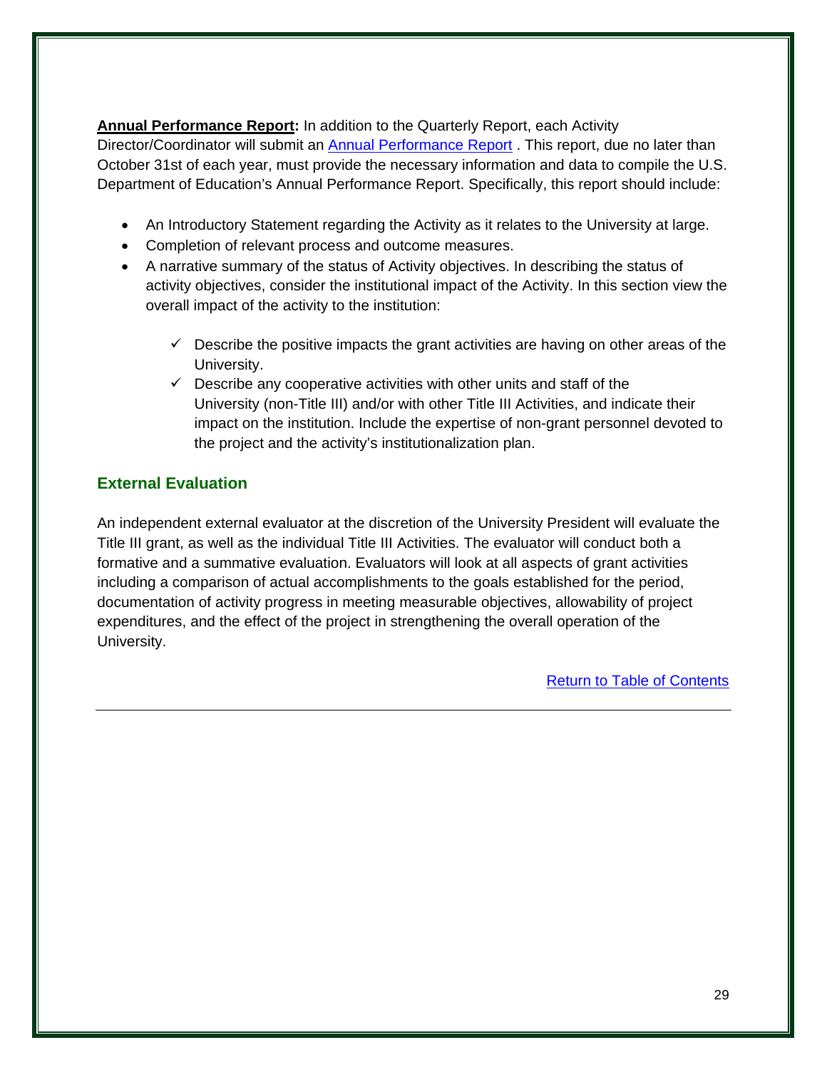**Annual Performance Report:** In addition to the Quarterly Report, each Activity Director/Coordinator will submit an Annual Performance Report . This report, due no later than October 31st of each year, must provide the necessary information and data to compile the U.S. Department of Education's Annual Performance Report. Specifically, this report should include:

- An Introductory Statement regarding the Activity as it relates to the University at large.
- Completion of relevant process and outcome measures.
- A narrative summary of the status of Activity objectives. In describing the status of activity objectives, consider the institutional impact of the Activity. In this section view the overall impact of the activity to the institution:
  - ✓ Describe the positive impacts the grant activities are having on other areas of the University.
  - ✓ Describe any cooperative activities with other units and staff of the University (non-Title III) and/or with other Title III Activities, and indicate their impact on the institution. Include the expertise of non-grant personnel devoted to the project and the activity's institutionalization plan.

## External Evaluation

An independent external evaluator at the discretion of the University President will evaluate the Title III grant, as well as the individual Title III Activities. The evaluator will conduct both a formative and a summative evaluation. Evaluators will look at all aspects of grant activities including a comparison of actual accomplishments to the goals established for the period, documentation of activity progress in meeting measurable objectives, allowability of project expenditures, and the effect of the project in strengthening the overall operation of the University.

Return to Table of Contents

---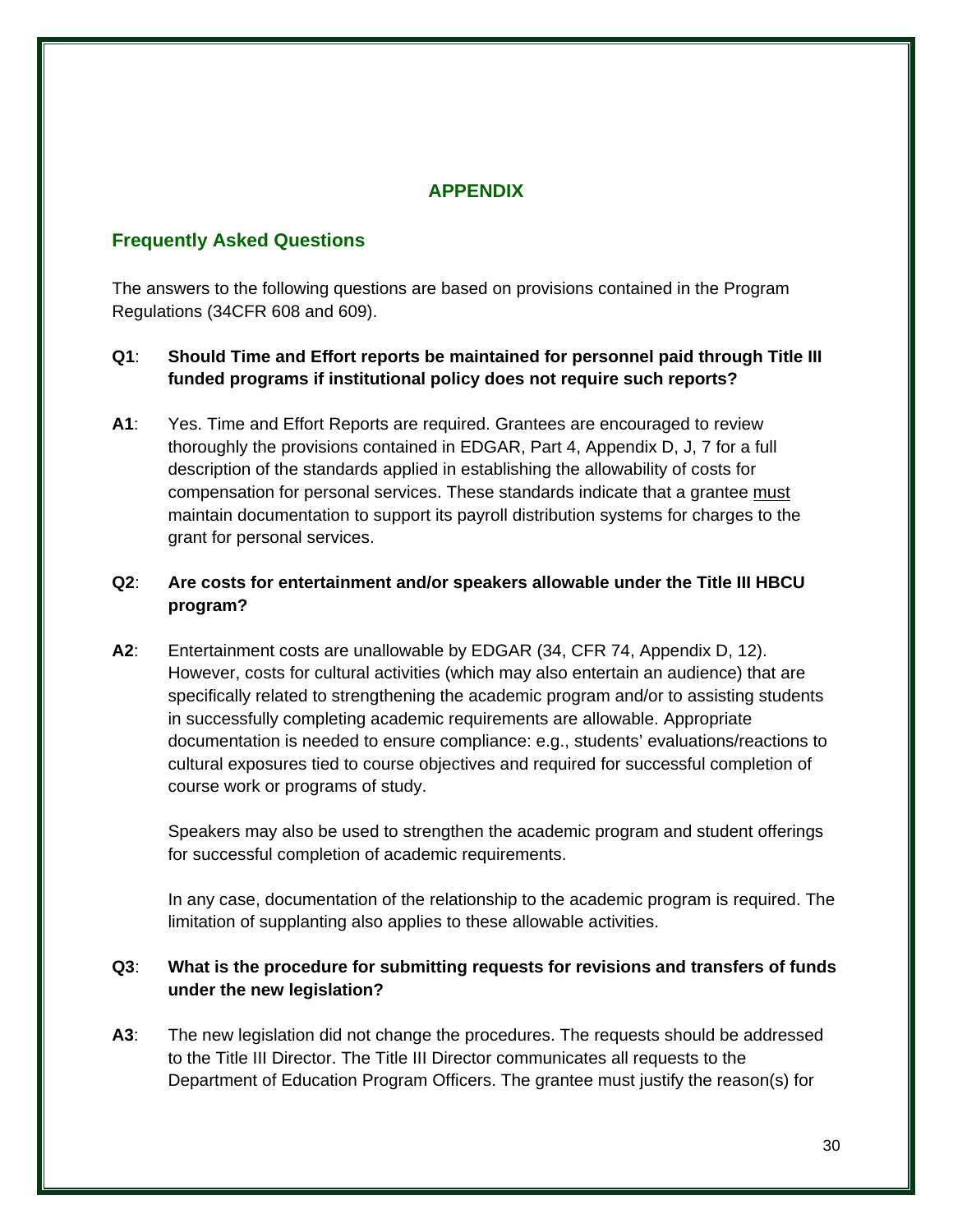# APPENDIX

## Frequently Asked Questions

The answers to the following questions are based on provisions contained in the Program Regulations (34CFR 608 and 609).

**Q1**: **Should Time and Effort reports be maintained for personnel paid through Title III funded programs if institutional policy does not require such reports?**

**A1**: Yes. Time and Effort Reports are required. Grantees are encouraged to review thoroughly the provisions contained in EDGAR, Part 4, Appendix D, J, 7 for a full description of the standards applied in establishing the allowability of costs for compensation for personal services. These standards indicate that a grantee <u>must</u> maintain documentation to support its payroll distribution systems for charges to the grant for personal services.

**Q2**: **Are costs for entertainment and/or speakers allowable under the Title III HBCU program?**

**A2**: Entertainment costs are unallowable by EDGAR (34, CFR 74, Appendix D, 12). However, costs for cultural activities (which may also entertain an audience) that are specifically related to strengthening the academic program and/or to assisting students in successfully completing academic requirements are allowable. Appropriate documentation is needed to ensure compliance: e.g., students' evaluations/reactions to cultural exposures tied to course objectives and required for successful completion of course work or programs of study.

Speakers may also be used to strengthen the academic program and student offerings for successful completion of academic requirements.

In any case, documentation of the relationship to the academic program is required. The limitation of supplanting also applies to these allowable activities.

**Q3**: **What is the procedure for submitting requests for revisions and transfers of funds under the new legislation?**

**A3**: The new legislation did not change the procedures. The requests should be addressed to the Title III Director. The Title III Director communicates all requests to the Department of Education Program Officers. The grantee must justify the reason(s) for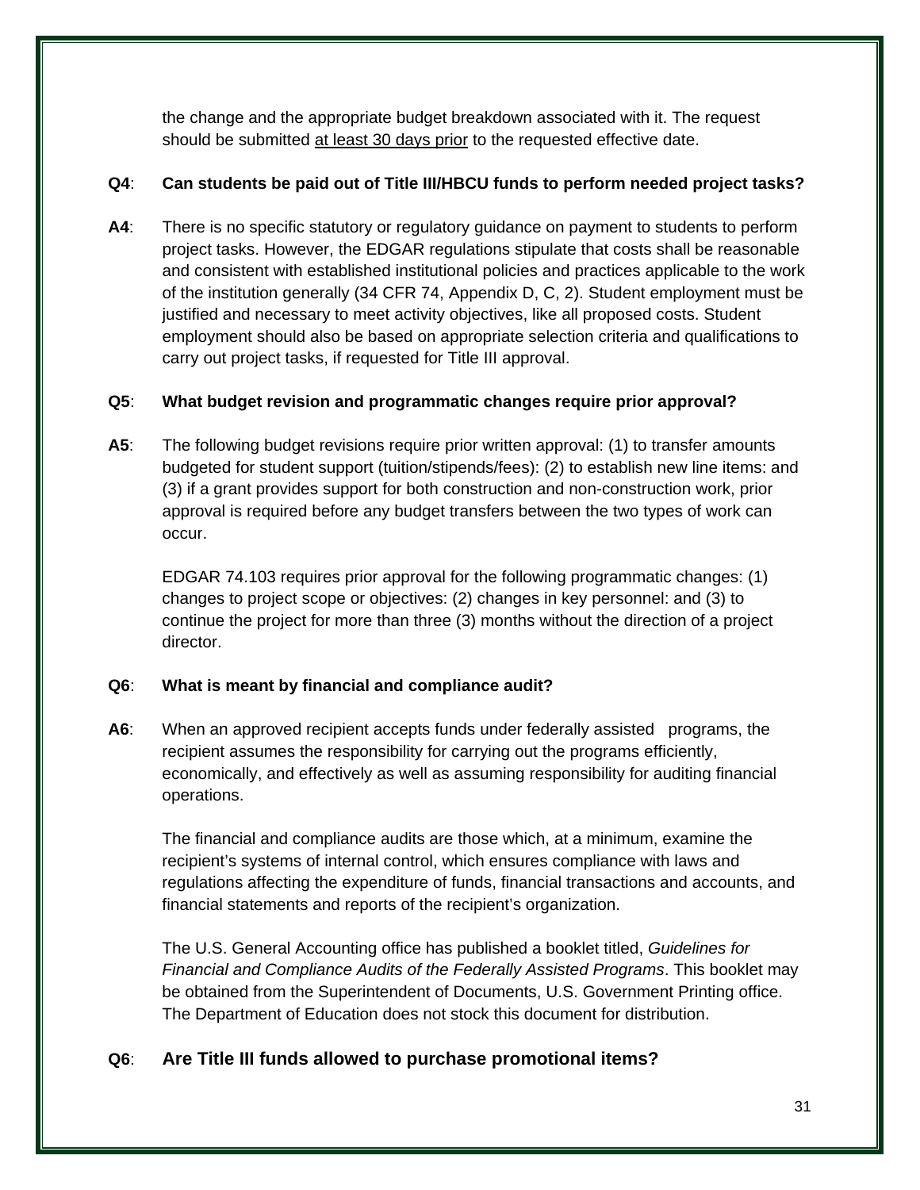the change and the appropriate budget breakdown associated with it. The request should be submitted at least 30 days prior to the requested effective date.

**Q4**: **Can students be paid out of Title III/HBCU funds to perform needed project tasks?**

**A4**: There is no specific statutory or regulatory guidance on payment to students to perform project tasks. However, the EDGAR regulations stipulate that costs shall be reasonable and consistent with established institutional policies and practices applicable to the work of the institution generally (34 CFR 74, Appendix D, C, 2). Student employment must be justified and necessary to meet activity objectives, like all proposed costs. Student employment should also be based on appropriate selection criteria and qualifications to carry out project tasks, if requested for Title III approval.

**Q5**: **What budget revision and programmatic changes require prior approval?**

**A5**: The following budget revisions require prior written approval: (1) to transfer amounts budgeted for student support (tuition/stipends/fees): (2) to establish new line items: and (3) if a grant provides support for both construction and non-construction work, prior approval is required before any budget transfers between the two types of work can occur.

EDGAR 74.103 requires prior approval for the following programmatic changes: (1) changes to project scope or objectives: (2) changes in key personnel: and (3) to continue the project for more than three (3) months without the direction of a project director.

**Q6**: **What is meant by financial and compliance audit?**

**A6**: When an approved recipient accepts funds under federally assisted programs, the recipient assumes the responsibility for carrying out the programs efficiently, economically, and effectively as well as assuming responsibility for auditing financial operations.

The financial and compliance audits are those which, at a minimum, examine the recipient's systems of internal control, which ensures compliance with laws and regulations affecting the expenditure of funds, financial transactions and accounts, and financial statements and reports of the recipient's organization.

The U.S. General Accounting office has published a booklet titled, *Guidelines for Financial and Compliance Audits of the Federally Assisted Programs*. This booklet may be obtained from the Superintendent of Documents, U.S. Government Printing office. The Department of Education does not stock this document for distribution.

**Q6**: **Are Title III funds allowed to purchase promotional items?**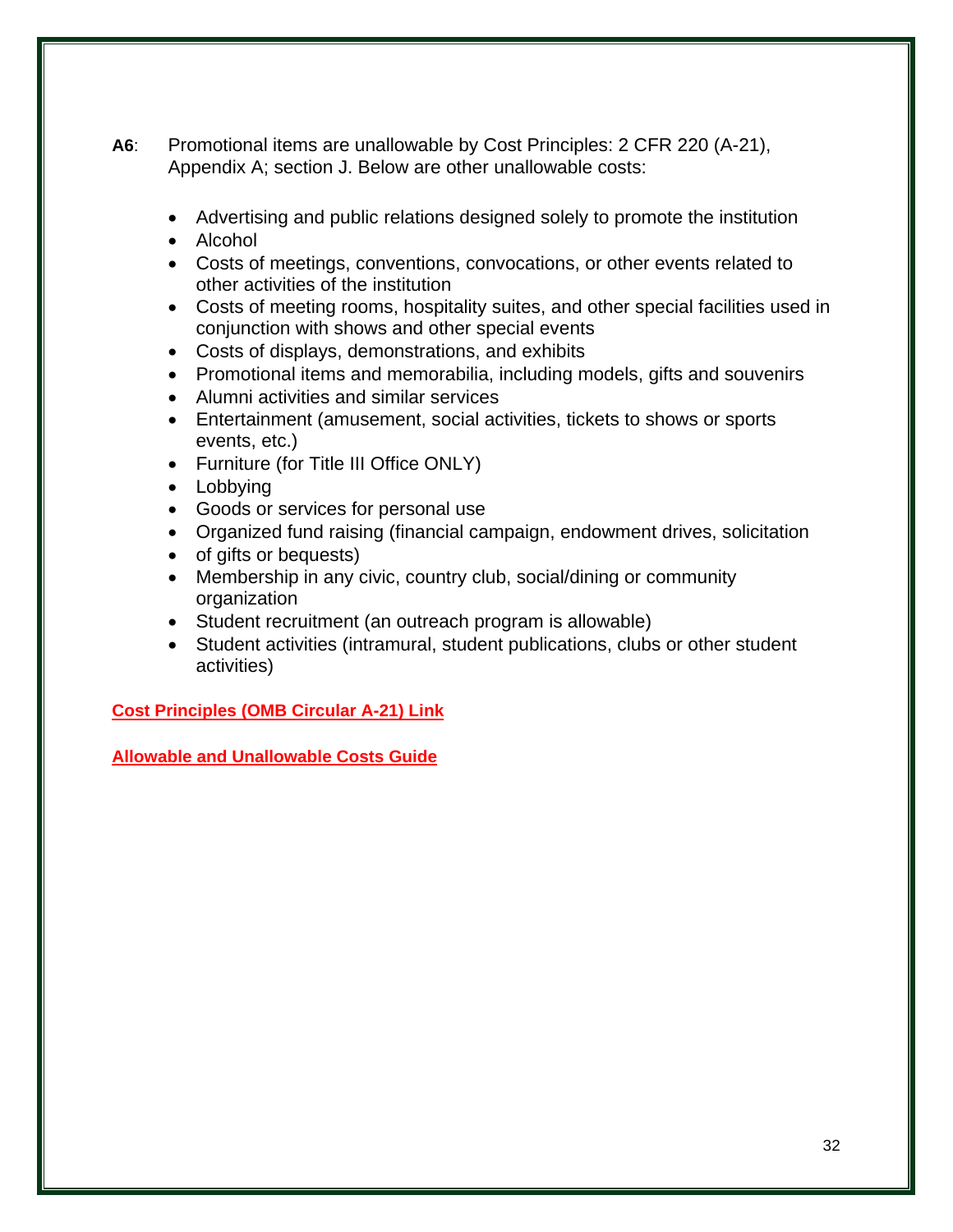**A6**: Promotional items are unallowable by Cost Principles: 2 CFR 220 (A-21), Appendix A; section J. Below are other unallowable costs:

- Advertising and public relations designed solely to promote the institution
- Alcohol
- Costs of meetings, conventions, convocations, or other events related to other activities of the institution
- Costs of meeting rooms, hospitality suites, and other special facilities used in conjunction with shows and other special events
- Costs of displays, demonstrations, and exhibits
- Promotional items and memorabilia, including models, gifts and souvenirs
- Alumni activities and similar services
- Entertainment (amusement, social activities, tickets to shows or sports events, etc.)
- Furniture (for Title III Office ONLY)
- Lobbying
- Goods or services for personal use
- Organized fund raising (financial campaign, endowment drives, solicitation
- of gifts or bequests)
- Membership in any civic, country club, social/dining or community organization
- Student recruitment (an outreach program is allowable)
- Student activities (intramural, student publications, clubs or other student activities)

**Cost Principles (OMB Circular A-21) Link**

**Allowable and Unallowable Costs Guide**